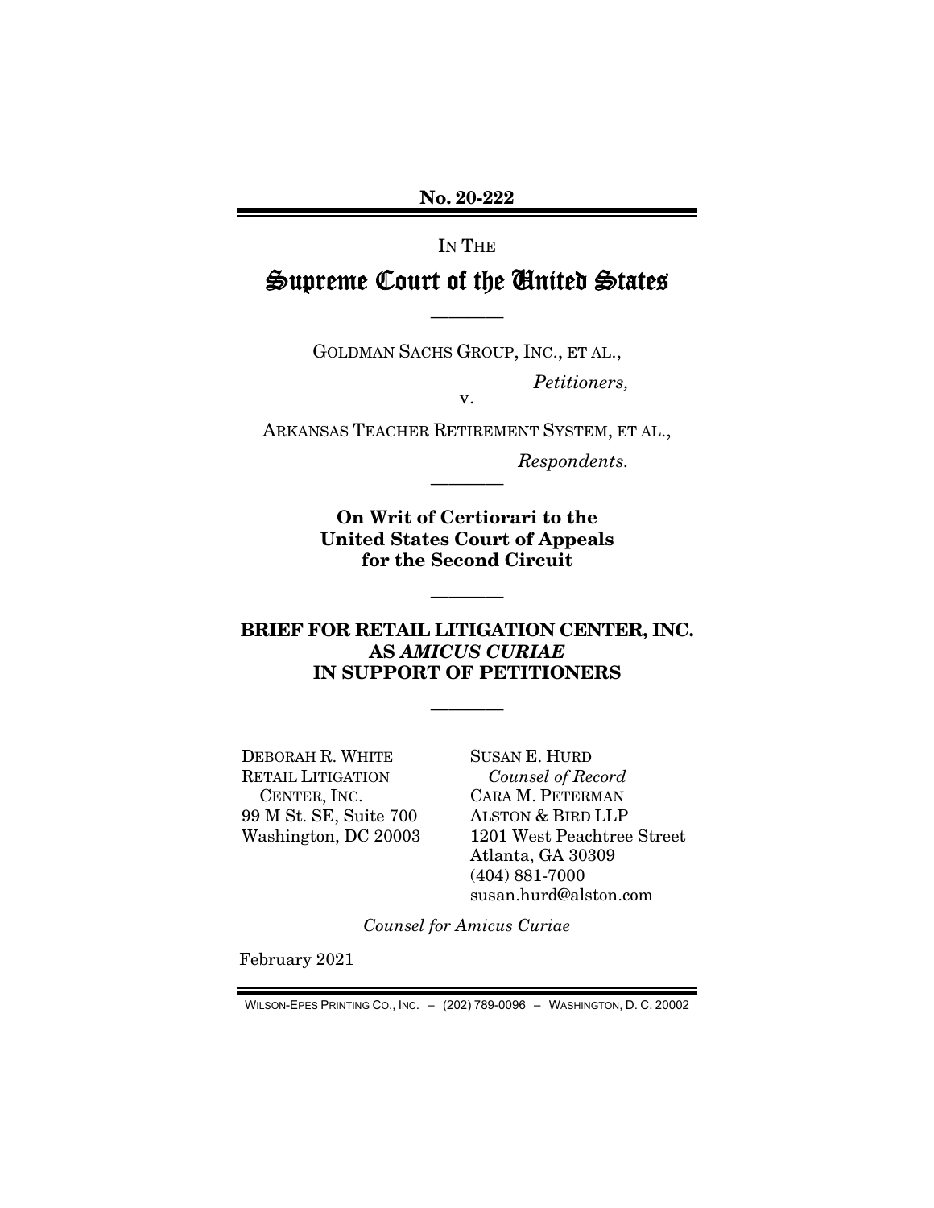**No. 20-222**

IN THE

# Supreme Court of the United States

————

GOLDMAN SACHS GROUP, INC., ET AL.,

*Petitioners,*

v.

ARKANSAS TEACHER RETIREMENT SYSTEM, ET AL.,

*Respondents.*

————

**On Writ of Certiorari to the United States Court of Appeals for the Second Circuit**

————

**BRIEF FOR RETAIL LITIGATION CENTER, INC. AS *AMICUS CURIAE* IN SUPPORT OF PETITIONERS**

————

DEBORAH R. WHITE
RETAIL LITIGATION CENTER, INC.
99 M St. SE, Suite 700
Washington, DC 20003

SUSAN E. HURD
*Counsel of Record*
CARA M. PETERMAN
ALSTON & BIRD LLP
1201 West Peachtree Street
Atlanta, GA 30309
(404) 881-7000
susan.hurd@alston.com

*Counsel for Amicus Curiae*

February 2021

WILSON-EPES PRINTING CO., INC. – (202) 789-0096 – WASHINGTON, D. C. 20002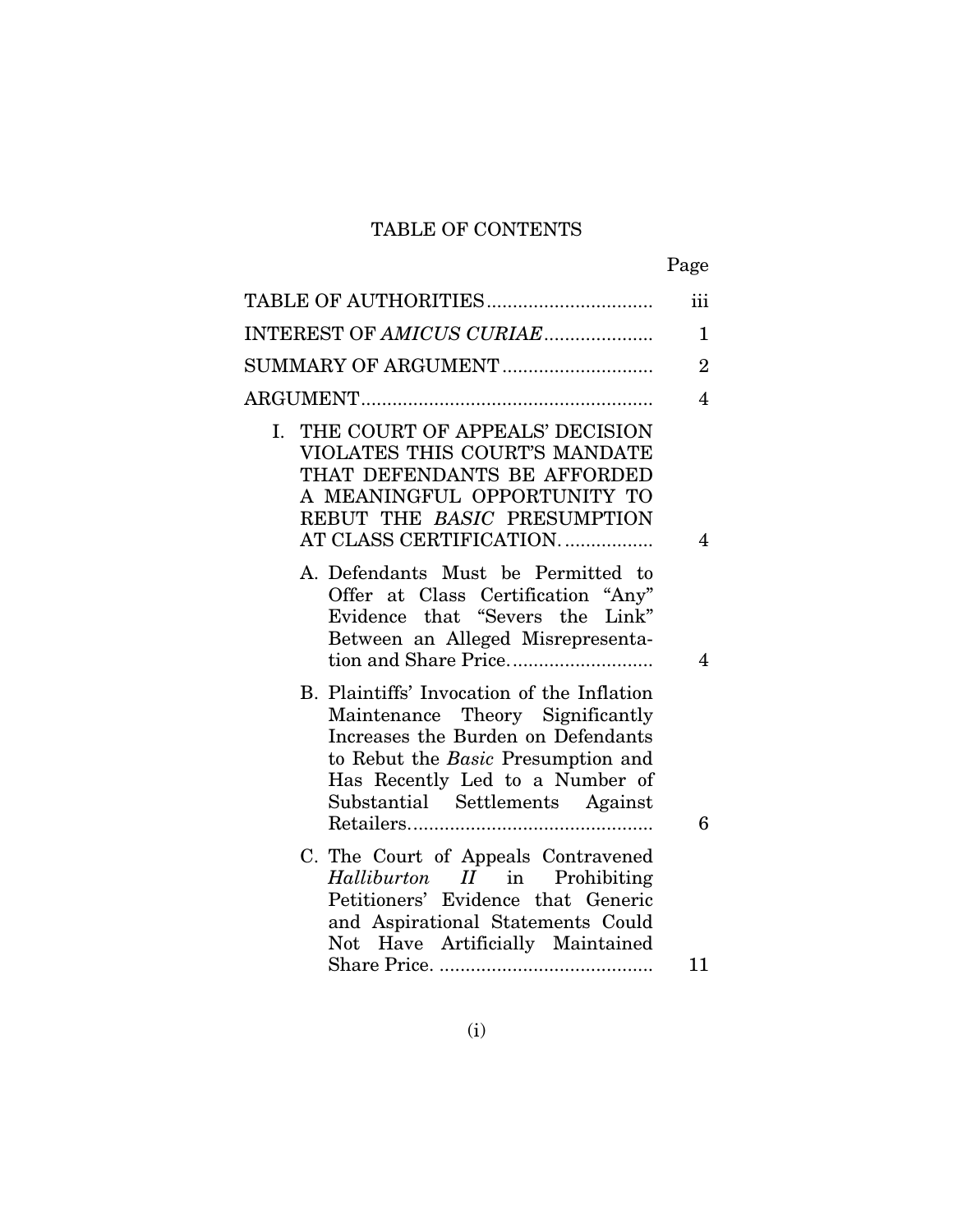# TABLE OF CONTENTS

| | Page |
|---|---|
| TABLE OF AUTHORITIES | iii |
| INTEREST OF *AMICUS CURIAE* | 1 |
| SUMMARY OF ARGUMENT | 2 |
| ARGUMENT | 4 |
| I. THE COURT OF APPEALS' DECISION VIOLATES THIS COURT'S MANDATE THAT DEFENDANTS BE AFFORDED A MEANINGFUL OPPORTUNITY TO REBUT THE *BASIC* PRESUMPTION AT CLASS CERTIFICATION. | 4 |
| A. Defendants Must be Permitted to Offer at Class Certification "Any" Evidence that "Severs the Link" Between an Alleged Misrepresentation and Share Price. | 4 |
| B. Plaintiffs' Invocation of the Inflation Maintenance Theory Significantly Increases the Burden on Defendants to Rebut the *Basic* Presumption and Has Recently Led to a Number of Substantial Settlements Against Retailers. | 6 |
| C. The Court of Appeals Contravened *Halliburton II* in Prohibiting Petitioners' Evidence that Generic and Aspirational Statements Could Not Have Artificially Maintained Share Price. | 11 |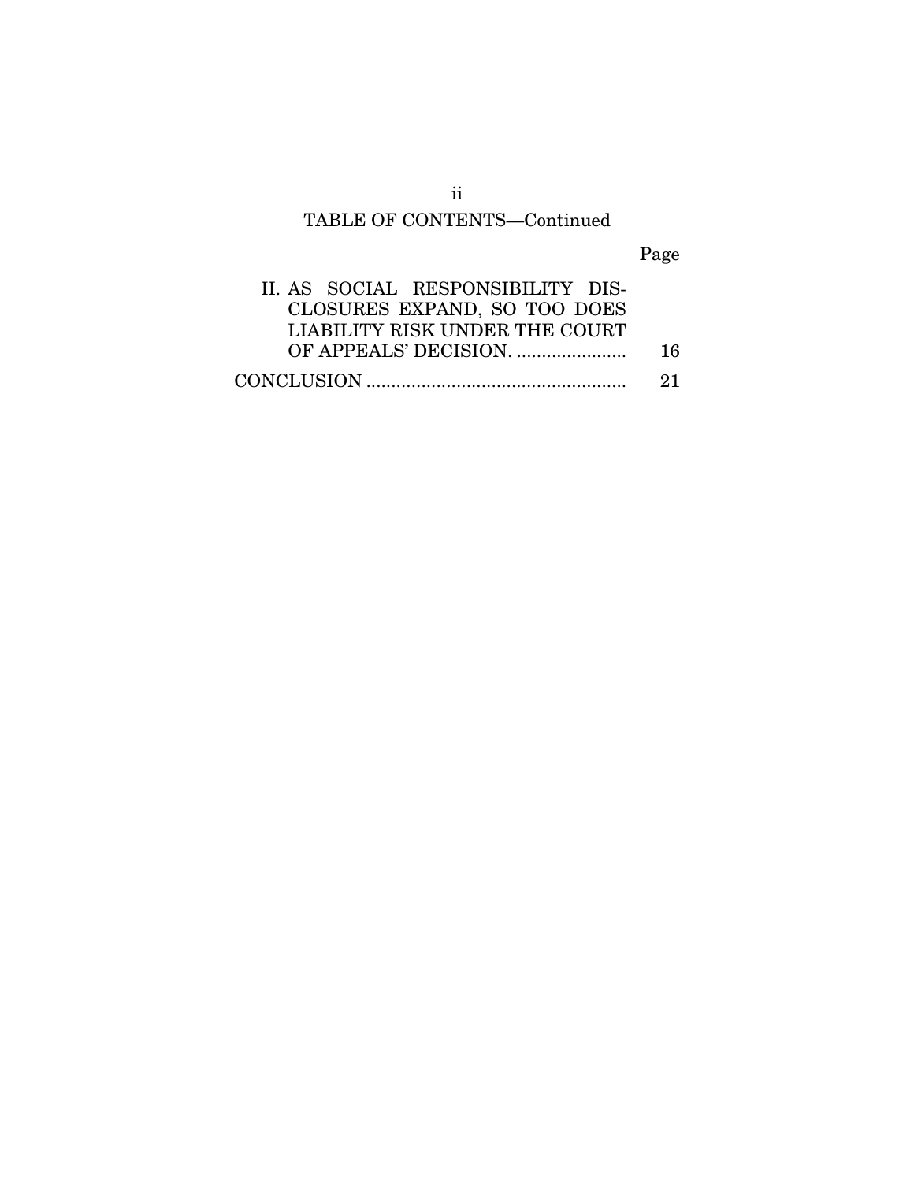## TABLE OF CONTENTS—Continued

| | Page |
|---|---|
| II. AS SOCIAL RESPONSIBILITY DISCLOSURES EXPAND, SO TOO DOES LIABILITY RISK UNDER THE COURT OF APPEALS' DECISION. | 16 |
| CONCLUSION | 21 |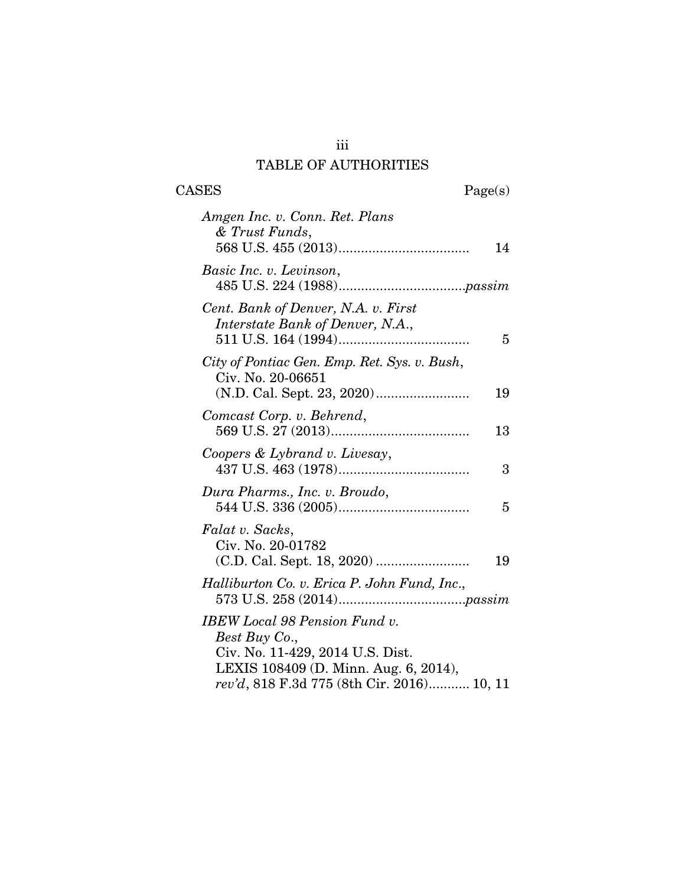## TABLE OF AUTHORITIES

| CASES | Page(s) |
|---|---|
| *Amgen Inc. v. Conn. Ret. Plans & Trust Funds*, 568 U.S. 455 (2013) | 14 |
| *Basic Inc. v. Levinson*, 485 U.S. 224 (1988) | *passim* |
| *Cent. Bank of Denver, N.A. v. First Interstate Bank of Denver, N.A.*, 511 U.S. 164 (1994) | 5 |
| *City of Pontiac Gen. Emp. Ret. Sys. v. Bush*, Civ. No. 20-06651 (N.D. Cal. Sept. 23, 2020) | 19 |
| *Comcast Corp. v. Behrend*, 569 U.S. 27 (2013) | 13 |
| *Coopers & Lybrand v. Livesay*, 437 U.S. 463 (1978) | 3 |
| *Dura Pharms., Inc. v. Broudo*, 544 U.S. 336 (2005) | 5 |
| *Falat v. Sacks*, Civ. No. 20-01782 (C.D. Cal. Sept. 18, 2020) | 19 |
| *Halliburton Co. v. Erica P. John Fund, Inc.*, 573 U.S. 258 (2014) | *passim* |
| *IBEW Local 98 Pension Fund v. Best Buy Co.*, Civ. No. 11-429, 2014 U.S. Dist. LEXIS 108409 (D. Minn. Aug. 6, 2014), *rev'd*, 818 F.3d 775 (8th Cir. 2016) | 10, 11 |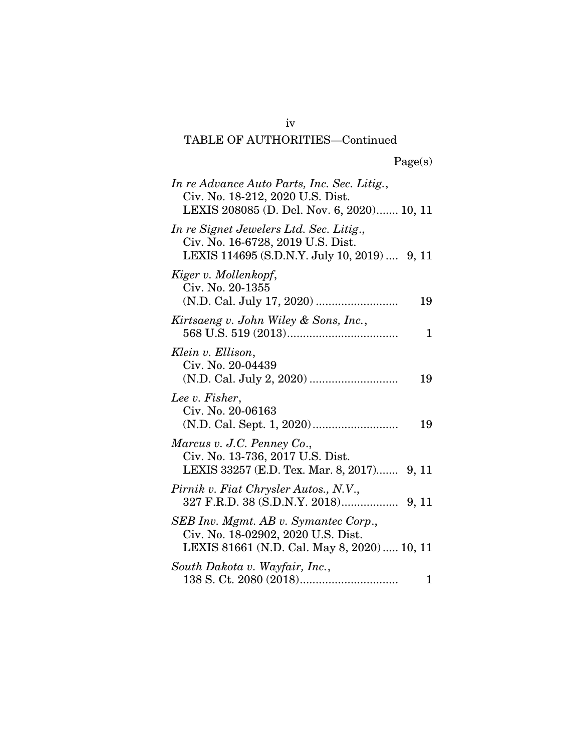TABLE OF AUTHORITIES—Continued

Page(s)

*In re Advance Auto Parts, Inc. Sec. Litig.*, Civ. No. 18-212, 2020 U.S. Dist. LEXIS 208085 (D. Del. Nov. 6, 2020)....... 10, 11

*In re Signet Jewelers Ltd. Sec. Litig.*, Civ. No. 16-6728, 2019 U.S. Dist. LEXIS 114695 (S.D.N.Y. July 10, 2019) .... 9, 11

*Kiger v. Mollenkopf*, Civ. No. 20-1355 (N.D. Cal. July 17, 2020) .......................... 19

*Kirtsaeng v. John Wiley & Sons, Inc.*, 568 U.S. 519 (2013).................................. 1

*Klein v. Ellison*, Civ. No. 20-04439 (N.D. Cal. July 2, 2020) ........................... 19

*Lee v. Fisher*, Civ. No. 20-06163 (N.D. Cal. Sept. 1, 2020)........................... 19

*Marcus v. J.C. Penney Co.*, Civ. No. 13-736, 2017 U.S. Dist. LEXIS 33257 (E.D. Tex. Mar. 8, 2017)....... 9, 11

*Pirnik v. Fiat Chrysler Autos., N.V.*, 327 F.R.D. 38 (S.D.N.Y. 2018).................. 9, 11

*SEB Inv. Mgmt. AB v. Symantec Corp.*, Civ. No. 18-02902, 2020 U.S. Dist. LEXIS 81661 (N.D. Cal. May 8, 2020)..... 10, 11

*South Dakota v. Wayfair, Inc.*, 138 S. Ct. 2080 (2018)............................... 1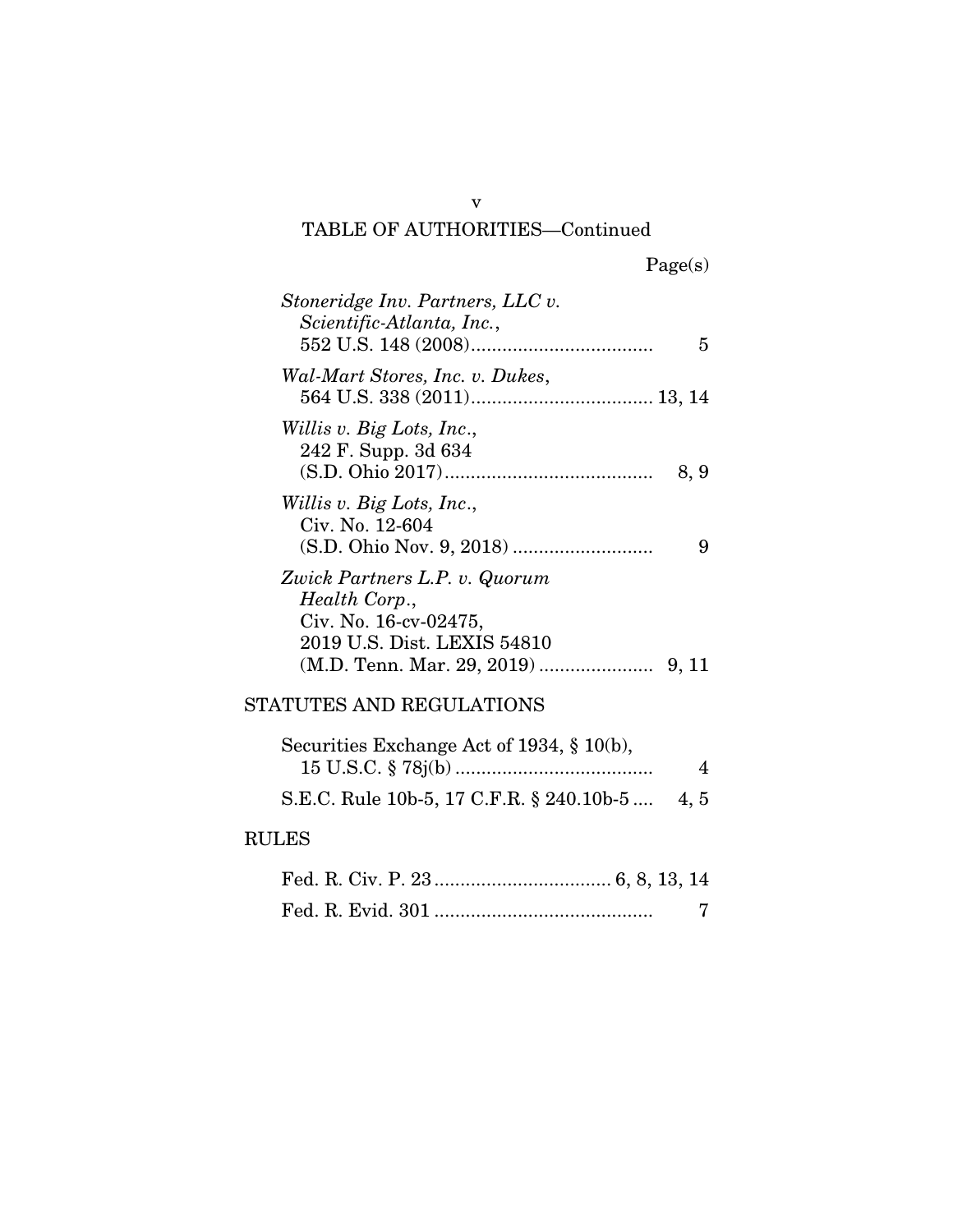TABLE OF AUTHORITIES—Continued

Page(s)

*Stoneridge Inv. Partners, LLC v. Scientific-Atlanta, Inc.*, 552 U.S. 148 (2008) .................................. 5

*Wal-Mart Stores, Inc. v. Dukes*, 564 U.S. 338 (2011) .................................. 13, 14

*Willis v. Big Lots, Inc.*, 242 F. Supp. 3d 634 (S.D. Ohio 2017) ........................................ 8, 9

*Willis v. Big Lots, Inc.*, Civ. No. 12-604 (S.D. Ohio Nov. 9, 2018) .......................... 9

*Zwick Partners L.P. v. Quorum Health Corp.*, Civ. No. 16-cv-02475, 2019 U.S. Dist. LEXIS 54810 (M.D. Tenn. Mar. 29, 2019) ..................... 9, 11

## STATUTES AND REGULATIONS

Securities Exchange Act of 1934, § 10(b), 15 U.S.C. § 78j(b) ..................................... 4

S.E.C. Rule 10b-5, 17 C.F.R. § 240.10b-5 .... 4, 5

## RULES

Fed. R. Civ. P. 23 ................................. 6, 8, 13, 14

Fed. R. Evid. 301 .......................................... 7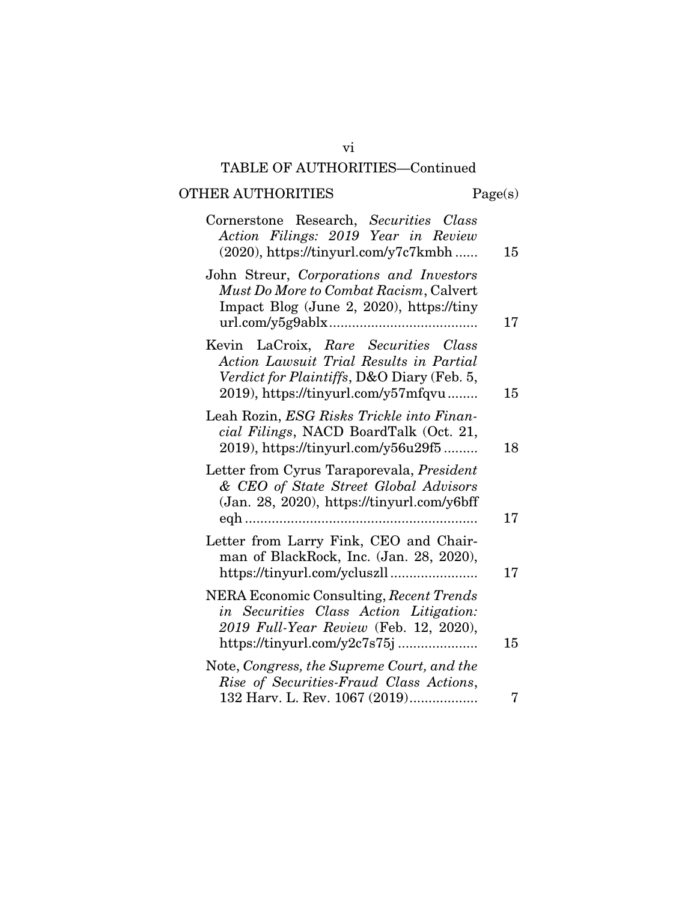## TABLE OF AUTHORITIES—Continued

### OTHER AUTHORITIES

| | Page(s) |
|---|---|
| Cornerstone Research, *Securities Class Action Filings: 2019 Year in Review* (2020), https://tinyurl.com/y7c7kmbh | 15 |
| John Streur, *Corporations and Investors Must Do More to Combat Racism*, Calvert Impact Blog (June 2, 2020), https://tinyurl.com/y5g9ablx | 17 |
| Kevin LaCroix, *Rare Securities Class Action Lawsuit Trial Results in Partial Verdict for Plaintiffs*, D&O Diary (Feb. 5, 2019), https://tinyurl.com/y57mfqvu | 15 |
| Leah Rozin, *ESG Risks Trickle into Financial Filings*, NACD BoardTalk (Oct. 21, 2019), https://tinyurl.com/y56u29f5 | 18 |
| Letter from Cyrus Taraporevala, *President & CEO of State Street Global Advisors* (Jan. 28, 2020), https://tinyurl.com/y6bffeqh | 17 |
| Letter from Larry Fink, CEO and Chairman of BlackRock, Inc. (Jan. 28, 2020), https://tinyurl.com/ycluszll | 17 |
| NERA Economic Consulting, *Recent Trends in Securities Class Action Litigation: 2019 Full-Year Review* (Feb. 12, 2020), https://tinyurl.com/y2c7s75j | 15 |
| Note, *Congress, the Supreme Court, and the Rise of Securities-Fraud Class Actions*, 132 Harv. L. Rev. 1067 (2019) | 7 |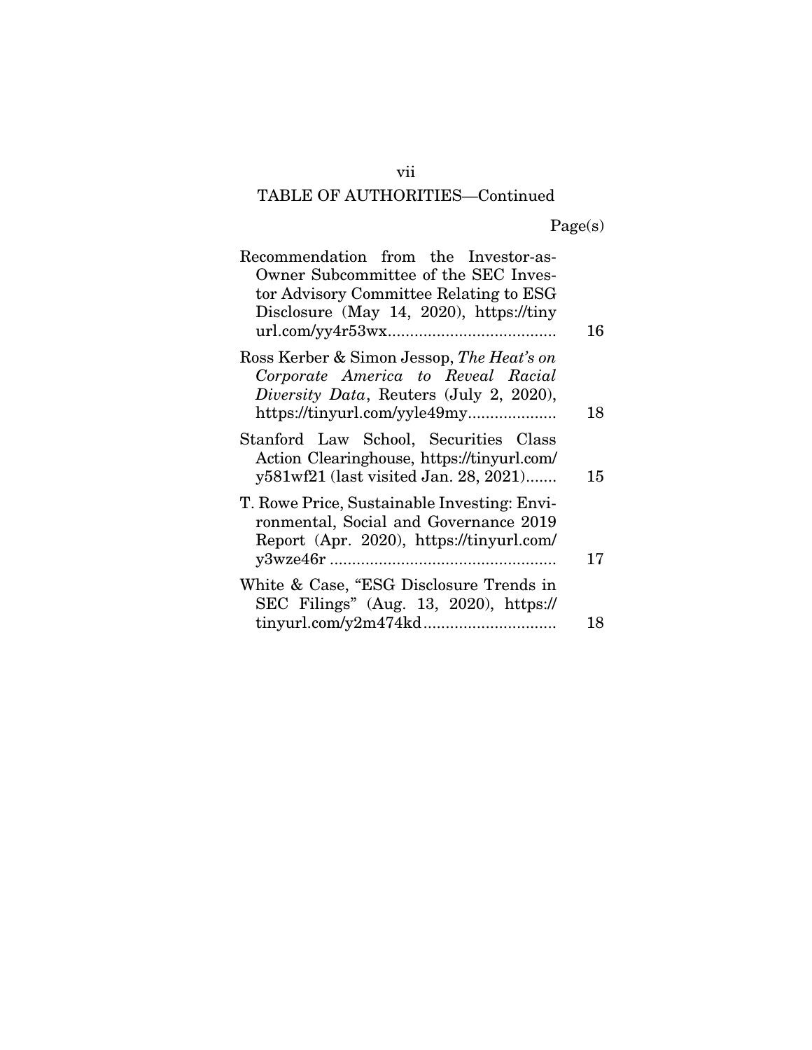## TABLE OF AUTHORITIES—Continued

| | Page(s) |
|---|---|
| Recommendation from the Investor-as-Owner Subcommittee of the SEC Investor Advisory Committee Relating to ESG Disclosure (May 14, 2020), https://tinyurl.com/yy4r53wx | 16 |
| Ross Kerber & Simon Jessop, *The Heat's on Corporate America to Reveal Racial Diversity Data*, Reuters (July 2, 2020), https://tinyurl.com/yyle49my | 18 |
| Stanford Law School, Securities Class Action Clearinghouse, https://tinyurl.com/y581wf21 (last visited Jan. 28, 2021) | 15 |
| T. Rowe Price, Sustainable Investing: Environmental, Social and Governance 2019 Report (Apr. 2020), https://tinyurl.com/y3wze46r | 17 |
| White & Case, "ESG Disclosure Trends in SEC Filings" (Aug. 13, 2020), https://tinyurl.com/y2m474kd | 18 |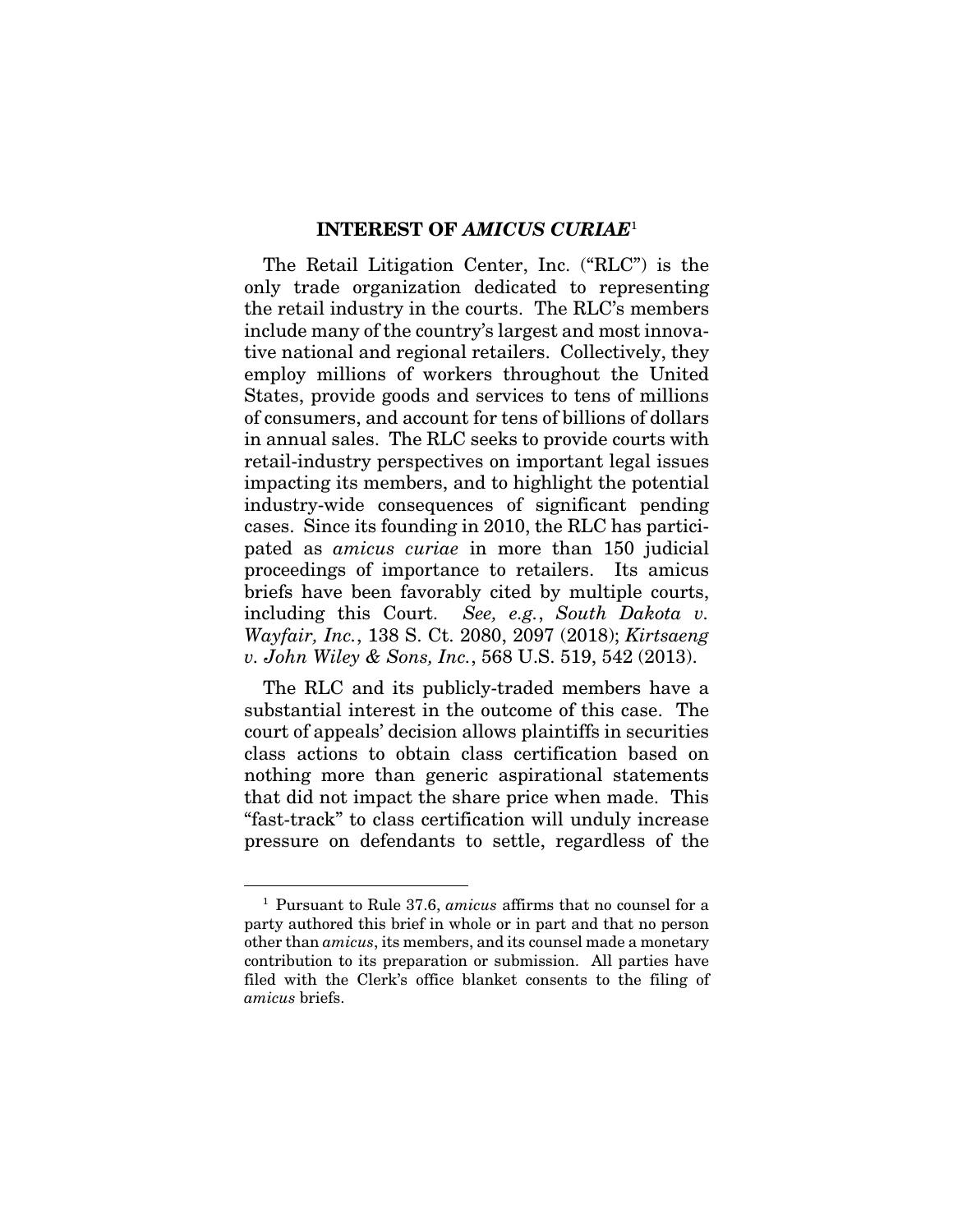## INTEREST OF *AMICUS CURIAE*[1]

The Retail Litigation Center, Inc. ("RLC") is the only trade organization dedicated to representing the retail industry in the courts. The RLC's members include many of the country's largest and most innovative national and regional retailers. Collectively, they employ millions of workers throughout the United States, provide goods and services to tens of millions of consumers, and account for tens of billions of dollars in annual sales. The RLC seeks to provide courts with retail-industry perspectives on important legal issues impacting its members, and to highlight the potential industry-wide consequences of significant pending cases. Since its founding in 2010, the RLC has participated as *amicus curiae* in more than 150 judicial proceedings of importance to retailers. Its amicus briefs have been favorably cited by multiple courts, including this Court. *See, e.g.*, *South Dakota v. Wayfair, Inc.*, 138 S. Ct. 2080, 2097 (2018); *Kirtsaeng v. John Wiley & Sons, Inc.*, 568 U.S. 519, 542 (2013).

The RLC and its publicly-traded members have a substantial interest in the outcome of this case. The court of appeals' decision allows plaintiffs in securities class actions to obtain class certification based on nothing more than generic aspirational statements that did not impact the share price when made. This "fast-track" to class certification will unduly increase pressure on defendants to settle, regardless of the

[1] Pursuant to Rule 37.6, *amicus* affirms that no counsel for a party authored this brief in whole or in part and that no person other than *amicus*, its members, and its counsel made a monetary contribution to its preparation or submission. All parties have filed with the Clerk's office blanket consents to the filing of *amicus* briefs.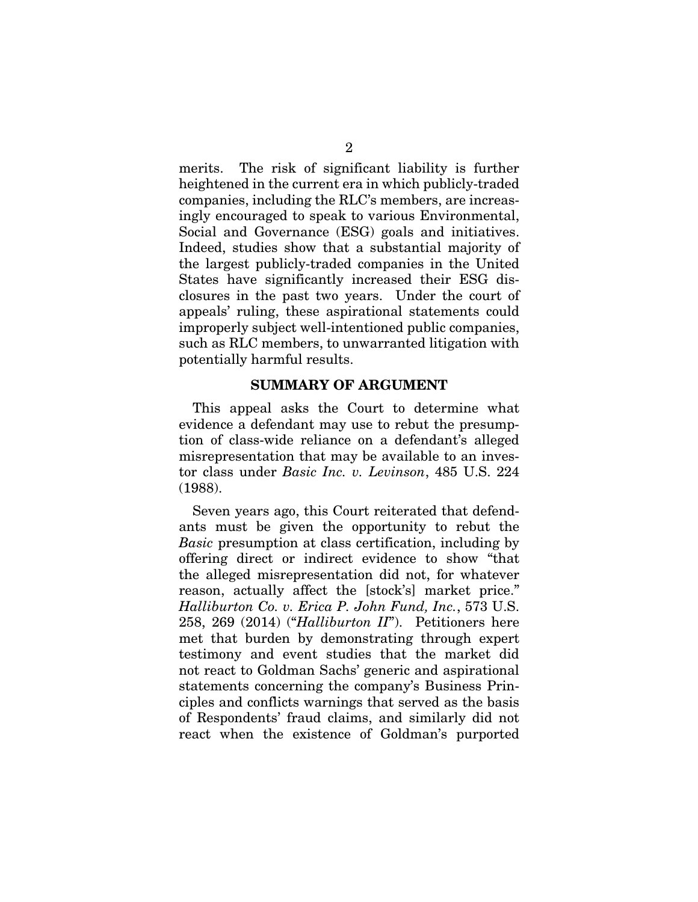merits. The risk of significant liability is further heightened in the current era in which publicly-traded companies, including the RLC's members, are increasingly encouraged to speak to various Environmental, Social and Governance (ESG) goals and initiatives. Indeed, studies show that a substantial majority of the largest publicly-traded companies in the United States have significantly increased their ESG disclosures in the past two years. Under the court of appeals' ruling, these aspirational statements could improperly subject well-intentioned public companies, such as RLC members, to unwarranted litigation with potentially harmful results.

## SUMMARY OF ARGUMENT

This appeal asks the Court to determine what evidence a defendant may use to rebut the presumption of class-wide reliance on a defendant's alleged misrepresentation that may be available to an investor class under *Basic Inc. v. Levinson*, 485 U.S. 224 (1988).

Seven years ago, this Court reiterated that defendants must be given the opportunity to rebut the *Basic* presumption at class certification, including by offering direct or indirect evidence to show "that the alleged misrepresentation did not, for whatever reason, actually affect the [stock's] market price." *Halliburton Co. v. Erica P. John Fund, Inc.*, 573 U.S. 258, 269 (2014) ("*Halliburton II*"). Petitioners here met that burden by demonstrating through expert testimony and event studies that the market did not react to Goldman Sachs' generic and aspirational statements concerning the company's Business Principles and conflicts warnings that served as the basis of Respondents' fraud claims, and similarly did not react when the existence of Goldman's purported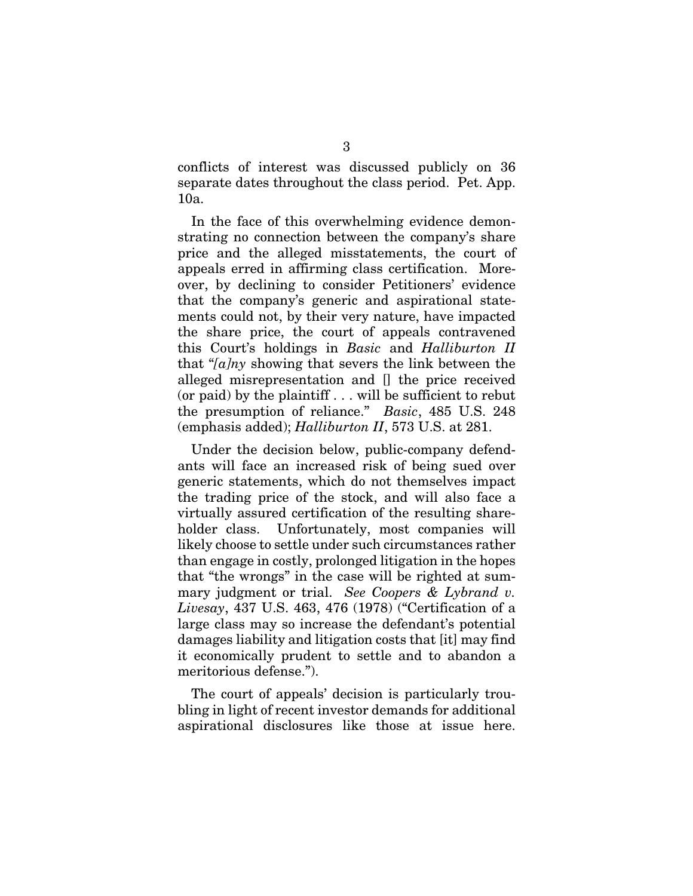conflicts of interest was discussed publicly on 36 separate dates throughout the class period. Pet. App. 10a.

In the face of this overwhelming evidence demonstrating no connection between the company's share price and the alleged misstatements, the court of appeals erred in affirming class certification. Moreover, by declining to consider Petitioners' evidence that the company's generic and aspirational statements could not, by their very nature, have impacted the share price, the court of appeals contravened this Court's holdings in *Basic* and *Halliburton II* that "*[a]ny* showing that severs the link between the alleged misrepresentation and [] the price received (or paid) by the plaintiff . . . will be sufficient to rebut the presumption of reliance." *Basic*, 485 U.S. 248 (emphasis added); *Halliburton II*, 573 U.S. at 281.

Under the decision below, public-company defendants will face an increased risk of being sued over generic statements, which do not themselves impact the trading price of the stock, and will also face a virtually assured certification of the resulting shareholder class. Unfortunately, most companies will likely choose to settle under such circumstances rather than engage in costly, prolonged litigation in the hopes that "the wrongs" in the case will be righted at summary judgment or trial. *See Coopers & Lybrand v. Livesay*, 437 U.S. 463, 476 (1978) ("Certification of a large class may so increase the defendant's potential damages liability and litigation costs that [it] may find it economically prudent to settle and to abandon a meritorious defense.").

The court of appeals' decision is particularly troubling in light of recent investor demands for additional aspirational disclosures like those at issue here.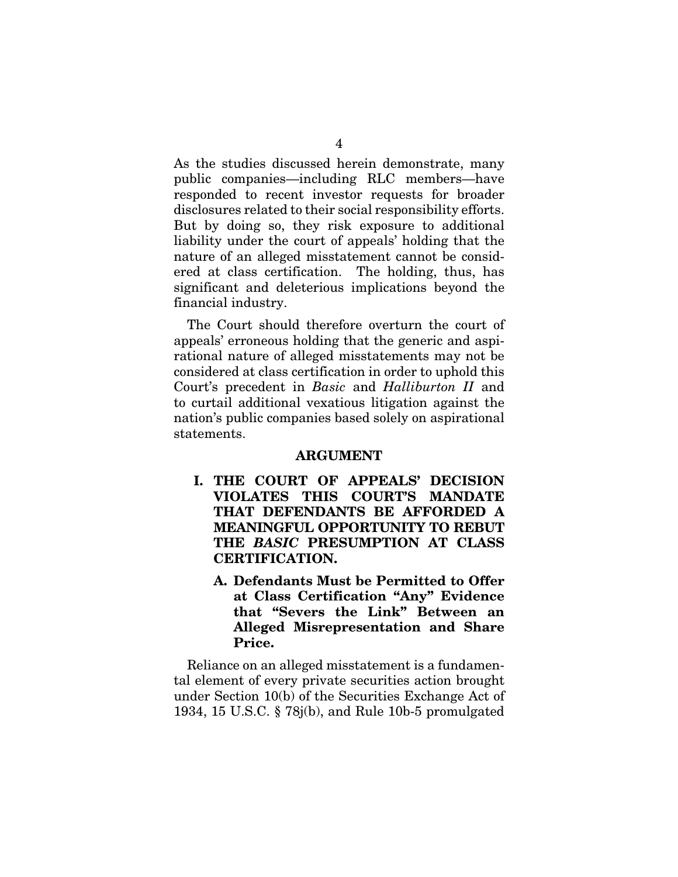As the studies discussed herein demonstrate, many public companies—including RLC members—have responded to recent investor requests for broader disclosures related to their social responsibility efforts. But by doing so, they risk exposure to additional liability under the court of appeals' holding that the nature of an alleged misstatement cannot be considered at class certification. The holding, thus, has significant and deleterious implications beyond the financial industry.

The Court should therefore overturn the court of appeals' erroneous holding that the generic and aspirational nature of alleged misstatements may not be considered at class certification in order to uphold this Court's precedent in *Basic* and *Halliburton II* and to curtail additional vexatious litigation against the nation's public companies based solely on aspirational statements.

## ARGUMENT

### I. THE COURT OF APPEALS' DECISION VIOLATES THIS COURT'S MANDATE THAT DEFENDANTS BE AFFORDED A MEANINGFUL OPPORTUNITY TO REBUT THE *BASIC* PRESUMPTION AT CLASS CERTIFICATION.

#### A. Defendants Must be Permitted to Offer at Class Certification "Any" Evidence that "Severs the Link" Between an Alleged Misrepresentation and Share Price.

Reliance on an alleged misstatement is a fundamental element of every private securities action brought under Section 10(b) of the Securities Exchange Act of 1934, 15 U.S.C. § 78j(b), and Rule 10b-5 promulgated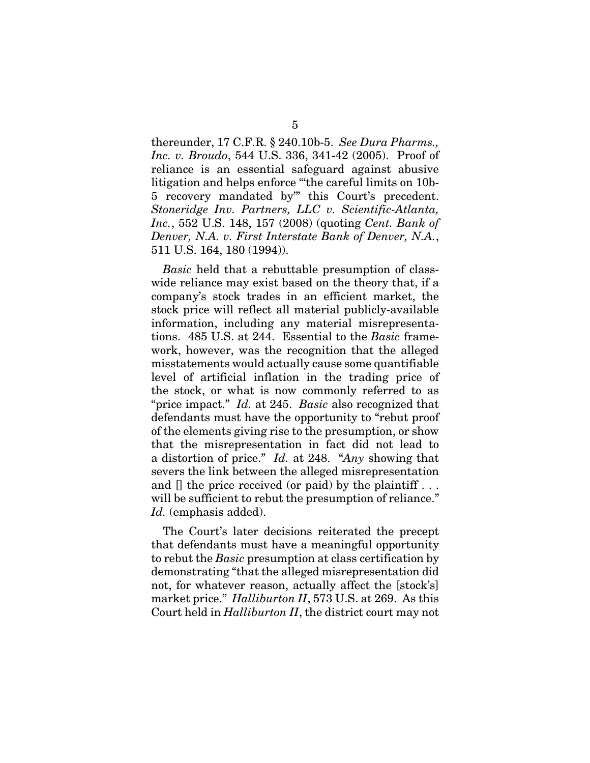thereunder, 17 C.F.R. § 240.10b-5. *See Dura Pharms., Inc. v. Broudo*, 544 U.S. 336, 341-42 (2005). Proof of reliance is an essential safeguard against abusive litigation and helps enforce "'the careful limits on 10b-5 recovery mandated by'" this Court's precedent. *Stoneridge Inv. Partners, LLC v. Scientific-Atlanta, Inc.*, 552 U.S. 148, 157 (2008) (quoting *Cent. Bank of Denver, N.A. v. First Interstate Bank of Denver, N.A.*, 511 U.S. 164, 180 (1994)).

*Basic* held that a rebuttable presumption of class-wide reliance may exist based on the theory that, if a company's stock trades in an efficient market, the stock price will reflect all material publicly-available information, including any material misrepresentations. 485 U.S. at 244. Essential to the *Basic* framework, however, was the recognition that the alleged misstatements would actually cause some quantifiable level of artificial inflation in the trading price of the stock, or what is now commonly referred to as "price impact." *Id.* at 245. *Basic* also recognized that defendants must have the opportunity to "rebut proof of the elements giving rise to the presumption, or show that the misrepresentation in fact did not lead to a distortion of price." *Id.* at 248. "*Any* showing that severs the link between the alleged misrepresentation and [] the price received (or paid) by the plaintiff . . . will be sufficient to rebut the presumption of reliance." *Id.* (emphasis added).

The Court's later decisions reiterated the precept that defendants must have a meaningful opportunity to rebut the *Basic* presumption at class certification by demonstrating "that the alleged misrepresentation did not, for whatever reason, actually affect the [stock's] market price." *Halliburton II*, 573 U.S. at 269. As this Court held in *Halliburton II*, the district court may not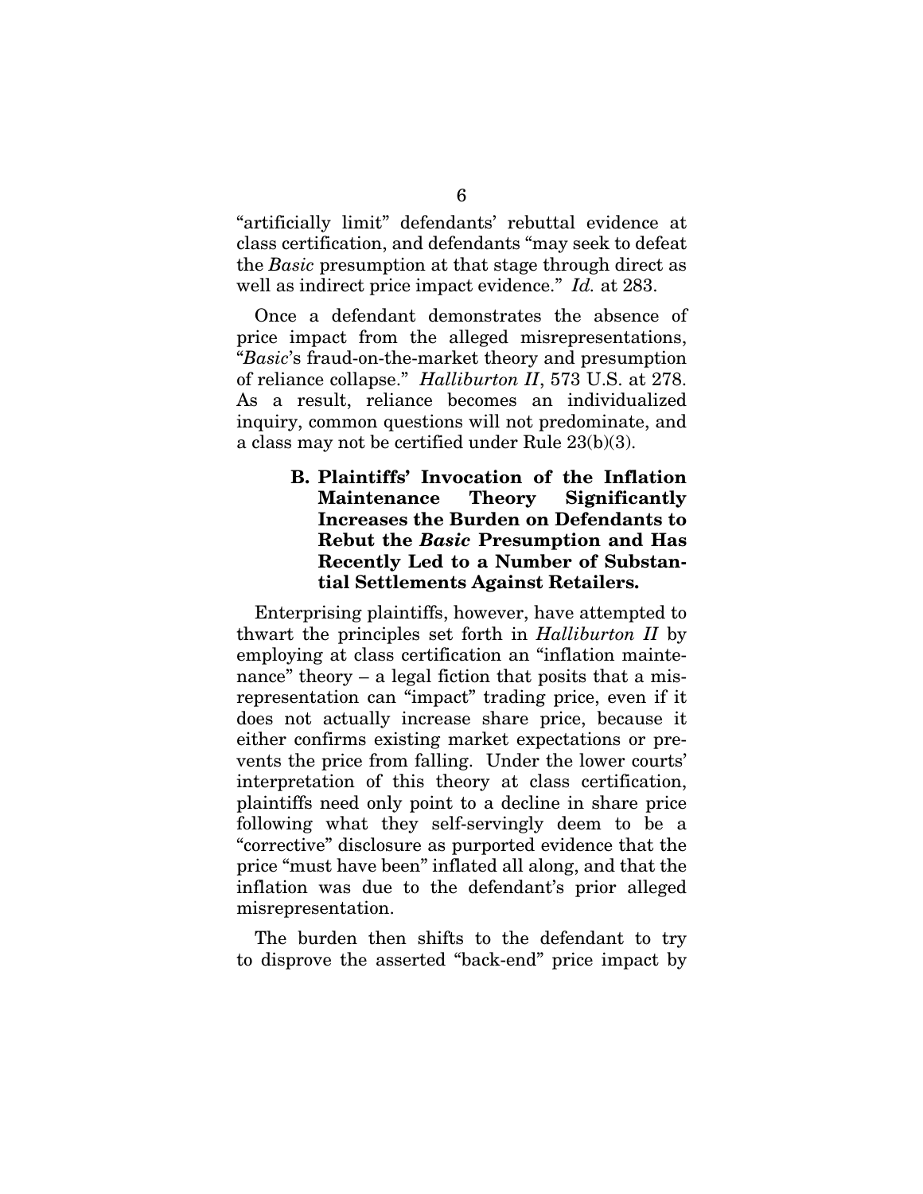"artificially limit" defendants' rebuttal evidence at class certification, and defendants "may seek to defeat the *Basic* presumption at that stage through direct as well as indirect price impact evidence." *Id.* at 283.

Once a defendant demonstrates the absence of price impact from the alleged misrepresentations, "*Basic*'s fraud-on-the-market theory and presumption of reliance collapse." *Halliburton II*, 573 U.S. at 278. As a result, reliance becomes an individualized inquiry, common questions will not predominate, and a class may not be certified under Rule 23(b)(3).

### B. Plaintiffs' Invocation of the Inflation Maintenance Theory Significantly Increases the Burden on Defendants to Rebut the *Basic* Presumption and Has Recently Led to a Number of Substantial Settlements Against Retailers.

Enterprising plaintiffs, however, have attempted to thwart the principles set forth in *Halliburton II* by employing at class certification an "inflation maintenance" theory – a legal fiction that posits that a misrepresentation can "impact" trading price, even if it does not actually increase share price, because it either confirms existing market expectations or prevents the price from falling. Under the lower courts' interpretation of this theory at class certification, plaintiffs need only point to a decline in share price following what they self-servingly deem to be a "corrective" disclosure as purported evidence that the price "must have been" inflated all along, and that the inflation was due to the defendant's prior alleged misrepresentation.

The burden then shifts to the defendant to try to disprove the asserted "back-end" price impact by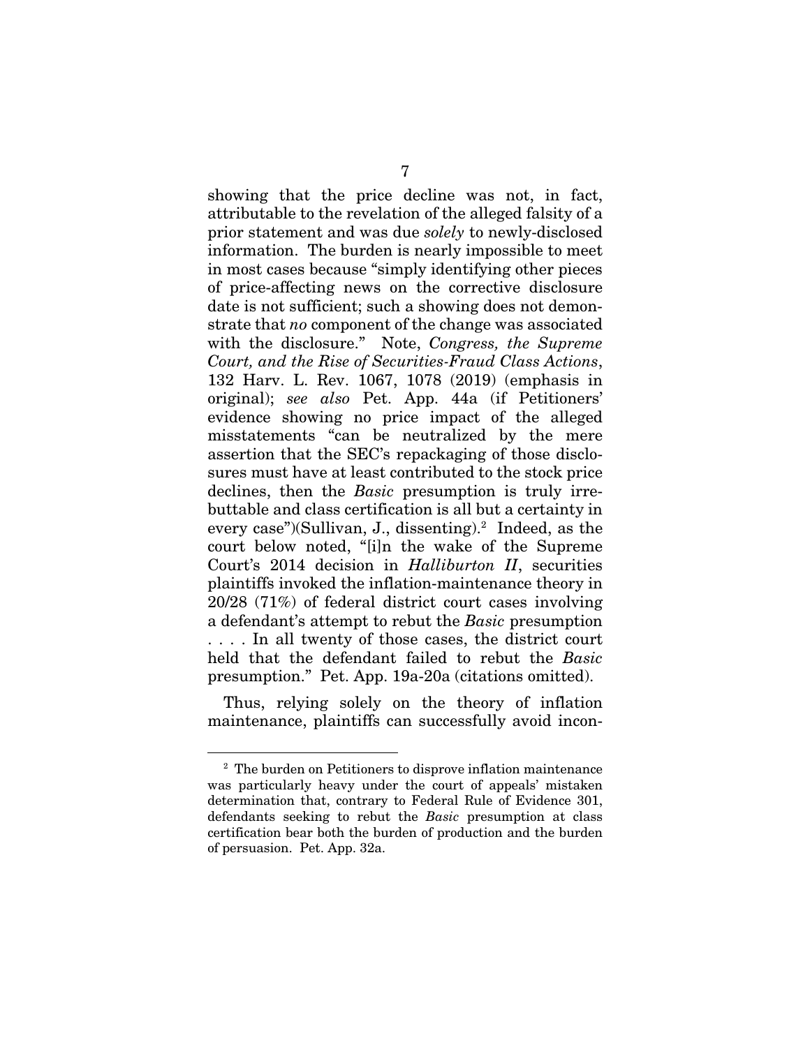showing that the price decline was not, in fact, attributable to the revelation of the alleged falsity of a prior statement and was due *solely* to newly-disclosed information. The burden is nearly impossible to meet in most cases because "simply identifying other pieces of price-affecting news on the corrective disclosure date is not sufficient; such a showing does not demonstrate that *no* component of the change was associated with the disclosure." Note, *Congress, the Supreme Court, and the Rise of Securities-Fraud Class Actions*, 132 Harv. L. Rev. 1067, 1078 (2019) (emphasis in original); *see also* Pet. App. 44a (if Petitioners' evidence showing no price impact of the alleged misstatements "can be neutralized by the mere assertion that the SEC's repackaging of those disclosures must have at least contributed to the stock price declines, then the *Basic* presumption is truly irrebuttable and class certification is all but a certainty in every case")(Sullivan, J., dissenting).[2] Indeed, as the court below noted, "[i]n the wake of the Supreme Court's 2014 decision in *Halliburton II*, securities plaintiffs invoked the inflation-maintenance theory in 20/28 (71%) of federal district court cases involving a defendant's attempt to rebut the *Basic* presumption . . . . In all twenty of those cases, the district court held that the defendant failed to rebut the *Basic* presumption." Pet. App. 19a-20a (citations omitted).

Thus, relying solely on the theory of inflation maintenance, plaintiffs can successfully avoid incon-

---

[2] The burden on Petitioners to disprove inflation maintenance was particularly heavy under the court of appeals' mistaken determination that, contrary to Federal Rule of Evidence 301, defendants seeking to rebut the *Basic* presumption at class certification bear both the burden of production and the burden of persuasion. Pet. App. 32a.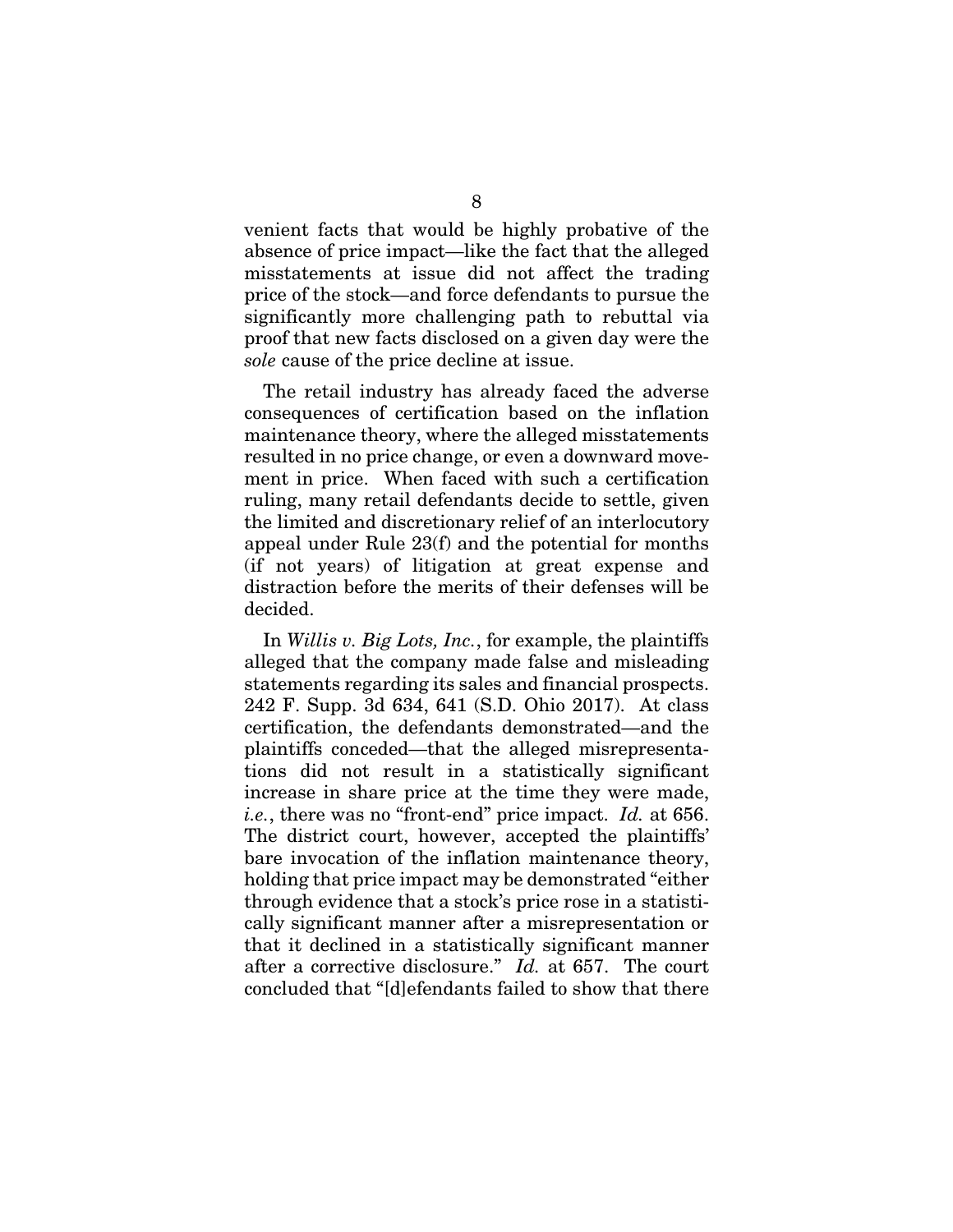venient facts that would be highly probative of the absence of price impact—like the fact that the alleged misstatements at issue did not affect the trading price of the stock—and force defendants to pursue the significantly more challenging path to rebuttal via proof that new facts disclosed on a given day were the *sole* cause of the price decline at issue.

The retail industry has already faced the adverse consequences of certification based on the inflation maintenance theory, where the alleged misstatements resulted in no price change, or even a downward movement in price. When faced with such a certification ruling, many retail defendants decide to settle, given the limited and discretionary relief of an interlocutory appeal under Rule 23(f) and the potential for months (if not years) of litigation at great expense and distraction before the merits of their defenses will be decided.

In *Willis v. Big Lots, Inc.*, for example, the plaintiffs alleged that the company made false and misleading statements regarding its sales and financial prospects. 242 F. Supp. 3d 634, 641 (S.D. Ohio 2017). At class certification, the defendants demonstrated—and the plaintiffs conceded—that the alleged misrepresentations did not result in a statistically significant increase in share price at the time they were made, *i.e.*, there was no "front-end" price impact. *Id.* at 656. The district court, however, accepted the plaintiffs' bare invocation of the inflation maintenance theory, holding that price impact may be demonstrated "either through evidence that a stock's price rose in a statistically significant manner after a misrepresentation or that it declined in a statistically significant manner after a corrective disclosure." *Id.* at 657. The court concluded that "[d]efendants failed to show that there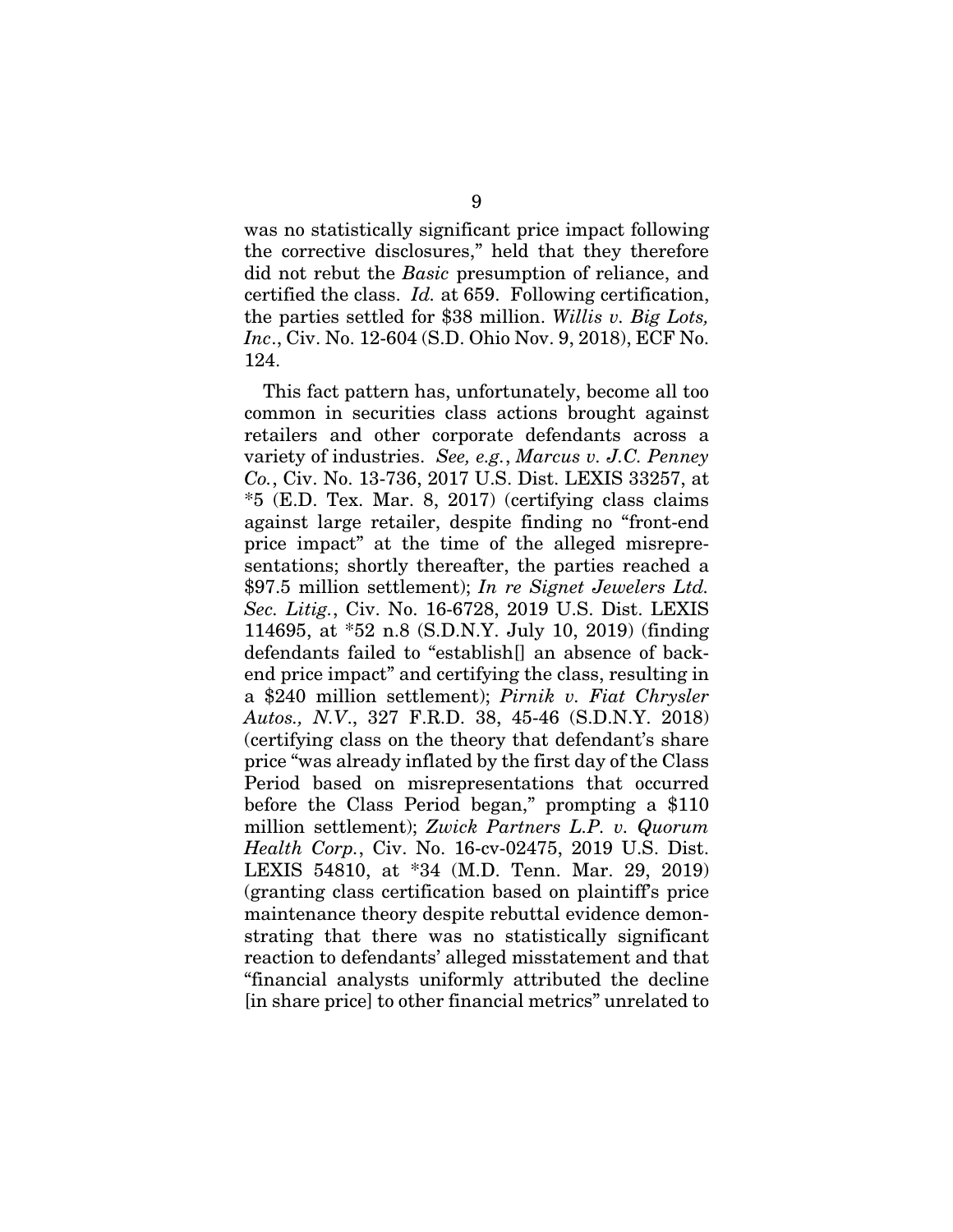was no statistically significant price impact following the corrective disclosures," held that they therefore did not rebut the *Basic* presumption of reliance, and certified the class. *Id.* at 659. Following certification, the parties settled for $38 million. *Willis v. Big Lots, Inc*., Civ. No. 12-604 (S.D. Ohio Nov. 9, 2018), ECF No. 124.

This fact pattern has, unfortunately, become all too common in securities class actions brought against retailers and other corporate defendants across a variety of industries. *See, e.g.*, *Marcus v. J.C. Penney Co.*, Civ. No. 13-736, 2017 U.S. Dist. LEXIS 33257, at *5 (E.D. Tex. Mar. 8, 2017) (certifying class claims against large retailer, despite finding no "front-end price impact" at the time of the alleged misrepresentations; shortly thereafter, the parties reached a $97.5 million settlement); *In re Signet Jewelers Ltd. Sec. Litig.*, Civ. No. 16-6728, 2019 U.S. Dist. LEXIS 114695, at *52 n.8 (S.D.N.Y. July 10, 2019) (finding defendants failed to "establish[] an absence of back-end price impact" and certifying the class, resulting in a $240 million settlement); *Pirnik v. Fiat Chrysler Autos., N.V.*, 327 F.R.D. 38, 45-46 (S.D.N.Y. 2018) (certifying class on the theory that defendant's share price "was already inflated by the first day of the Class Period based on misrepresentations that occurred before the Class Period began," prompting a $110 million settlement); *Zwick Partners L.P. v. Quorum Health Corp.*, Civ. No. 16-cv-02475, 2019 U.S. Dist. LEXIS 54810, at *34 (M.D. Tenn. Mar. 29, 2019) (granting class certification based on plaintiff's price maintenance theory despite rebuttal evidence demonstrating that there was no statistically significant reaction to defendants' alleged misstatement and that "financial analysts uniformly attributed the decline [in share price] to other financial metrics" unrelated to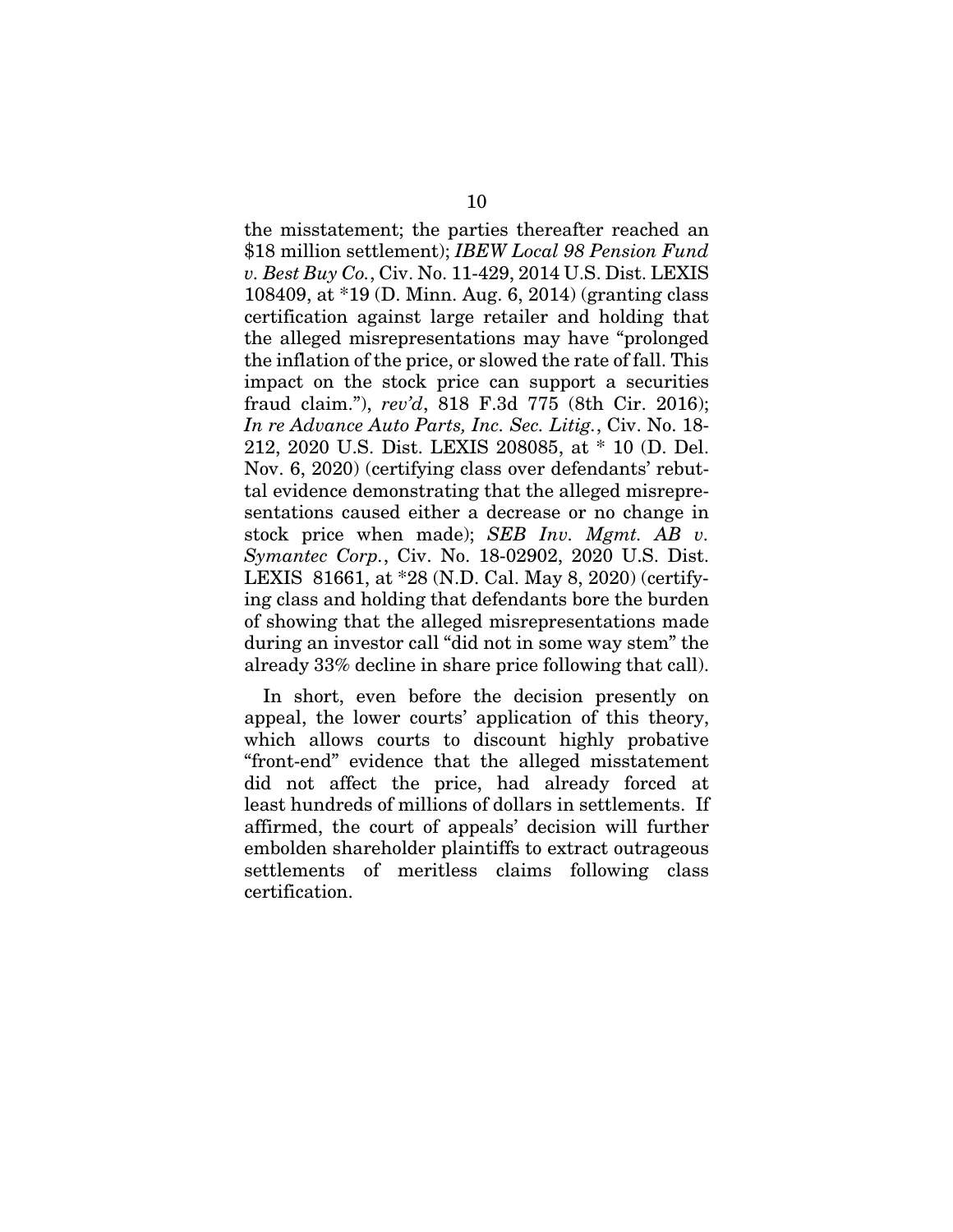the misstatement; the parties thereafter reached an \$18 million settlement); *IBEW Local 98 Pension Fund v. Best Buy Co.*, Civ. No. 11-429, 2014 U.S. Dist. LEXIS 108409, at *19 (D. Minn. Aug. 6, 2014) (granting class certification against large retailer and holding that the alleged misrepresentations may have "prolonged the inflation of the price, or slowed the rate of fall. This impact on the stock price can support a securities fraud claim."), *rev'd*, 818 F.3d 775 (8th Cir. 2016); *In re Advance Auto Parts, Inc. Sec. Litig.*, Civ. No. 18-212, 2020 U.S. Dist. LEXIS 208085, at * 10 (D. Del. Nov. 6, 2020) (certifying class over defendants' rebuttal evidence demonstrating that the alleged misrepresentations caused either a decrease or no change in stock price when made); *SEB Inv. Mgmt. AB v. Symantec Corp.*, Civ. No. 18-02902, 2020 U.S. Dist. LEXIS 81661, at *28 (N.D. Cal. May 8, 2020) (certifying class and holding that defendants bore the burden of showing that the alleged misrepresentations made during an investor call "did not in some way stem" the already 33% decline in share price following that call).

In short, even before the decision presently on appeal, the lower courts' application of this theory, which allows courts to discount highly probative "front-end" evidence that the alleged misstatement did not affect the price, had already forced at least hundreds of millions of dollars in settlements. If affirmed, the court of appeals' decision will further embolden shareholder plaintiffs to extract outrageous settlements of meritless claims following class certification.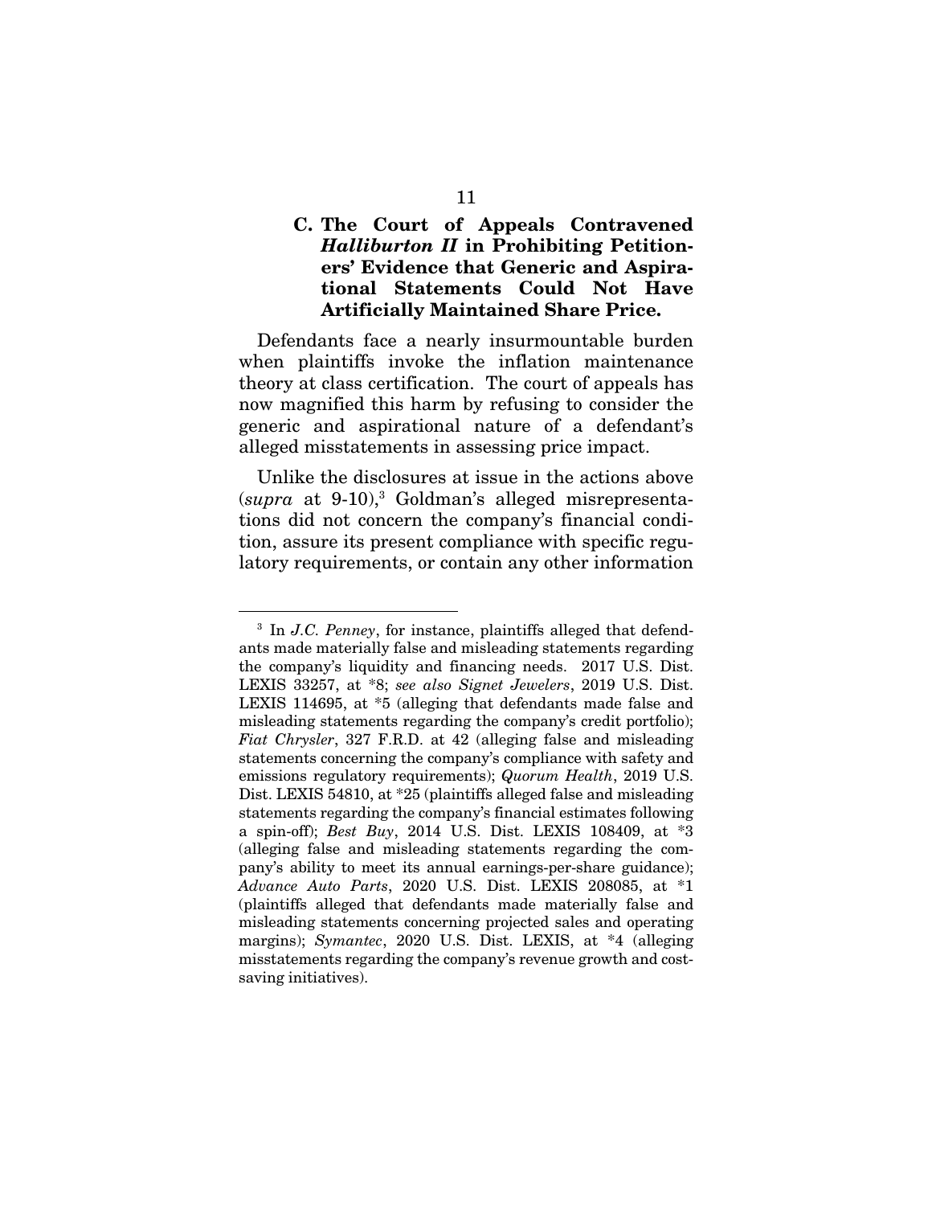### C. The Court of Appeals Contravened *Halliburton II* in Prohibiting Petitioners' Evidence that Generic and Aspirational Statements Could Not Have Artificially Maintained Share Price.

Defendants face a nearly insurmountable burden when plaintiffs invoke the inflation maintenance theory at class certification. The court of appeals has now magnified this harm by refusing to consider the generic and aspirational nature of a defendant's alleged misstatements in assessing price impact.

Unlike the disclosures at issue in the actions above (*supra* at 9-10),[3] Goldman's alleged misrepresentations did not concern the company's financial condition, assure its present compliance with specific regulatory requirements, or contain any other information

---

[3] In *J.C. Penney*, for instance, plaintiffs alleged that defendants made materially false and misleading statements regarding the company's liquidity and financing needs. 2017 U.S. Dist. LEXIS 33257, at *8; *see also Signet Jewelers*, 2019 U.S. Dist. LEXIS 114695, at *5 (alleging that defendants made false and misleading statements regarding the company's credit portfolio); *Fiat Chrysler*, 327 F.R.D. at 42 (alleging false and misleading statements concerning the company's compliance with safety and emissions regulatory requirements); *Quorum Health*, 2019 U.S. Dist. LEXIS 54810, at *25 (plaintiffs alleged false and misleading statements regarding the company's financial estimates following a spin-off); *Best Buy*, 2014 U.S. Dist. LEXIS 108409, at *3 (alleging false and misleading statements regarding the company's ability to meet its annual earnings-per-share guidance); *Advance Auto Parts*, 2020 U.S. Dist. LEXIS 208085, at *1 (plaintiffs alleged that defendants made materially false and misleading statements concerning projected sales and operating margins); *Symantec*, 2020 U.S. Dist. LEXIS, at *4 (alleging misstatements regarding the company's revenue growth and cost-saving initiatives).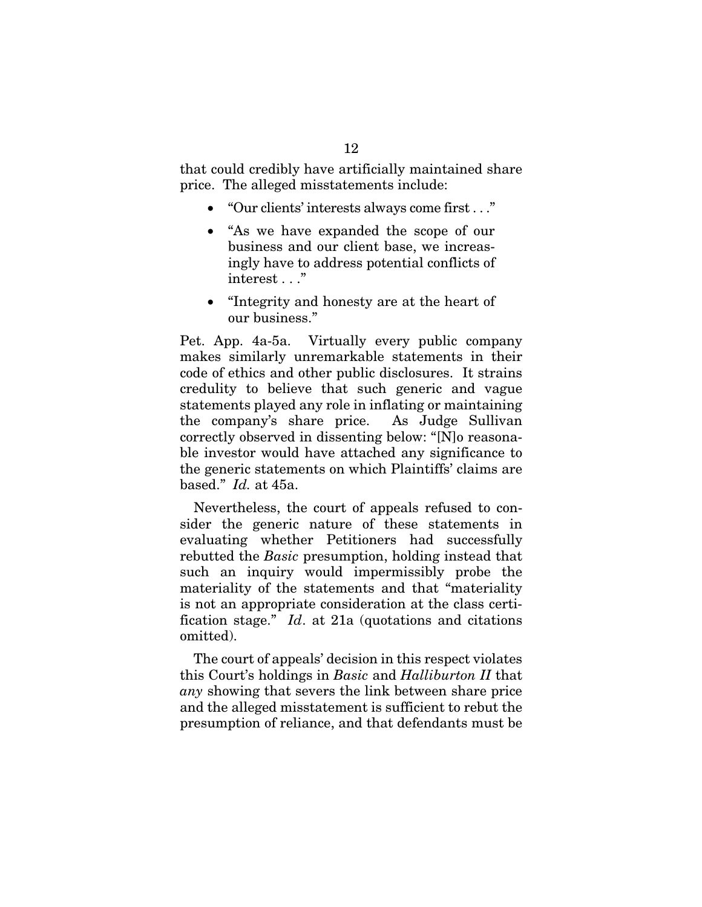that could credibly have artificially maintained share price. The alleged misstatements include:

- "Our clients' interests always come first . . ."
- "As we have expanded the scope of our business and our client base, we increasingly have to address potential conflicts of interest . . ."
- "Integrity and honesty are at the heart of our business."

Pet. App. 4a-5a. Virtually every public company makes similarly unremarkable statements in their code of ethics and other public disclosures. It strains credulity to believe that such generic and vague statements played any role in inflating or maintaining the company's share price. As Judge Sullivan correctly observed in dissenting below: "[N]o reasonable investor would have attached any significance to the generic statements on which Plaintiffs' claims are based." *Id.* at 45a.

Nevertheless, the court of appeals refused to consider the generic nature of these statements in evaluating whether Petitioners had successfully rebutted the *Basic* presumption, holding instead that such an inquiry would impermissibly probe the materiality of the statements and that "materiality is not an appropriate consideration at the class certification stage." *Id*. at 21a (quotations and citations omitted).

The court of appeals' decision in this respect violates this Court's holdings in *Basic* and *Halliburton II* that *any* showing that severs the link between share price and the alleged misstatement is sufficient to rebut the presumption of reliance, and that defendants must be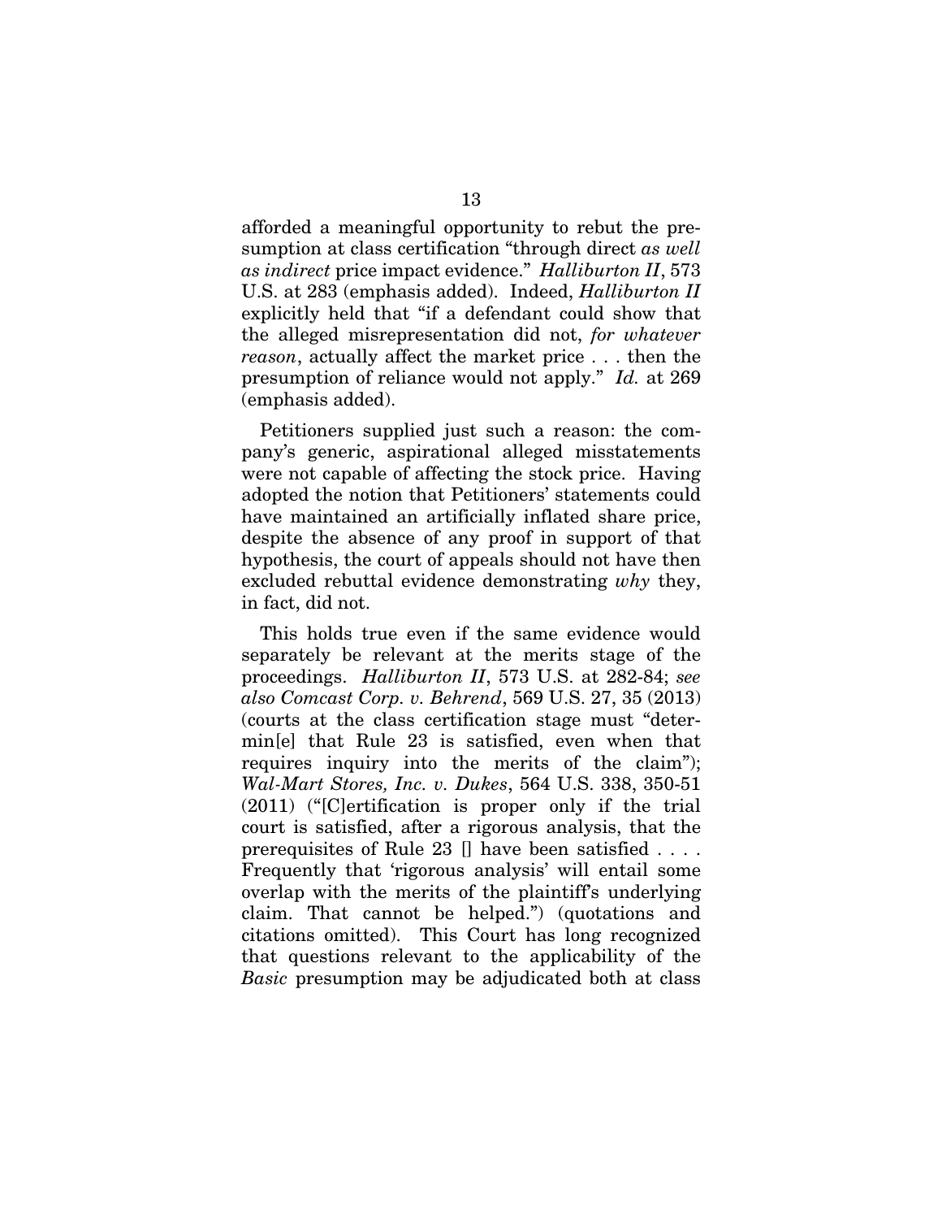afforded a meaningful opportunity to rebut the presumption at class certification "through direct *as well as indirect* price impact evidence." *Halliburton II*, 573 U.S. at 283 (emphasis added). Indeed, *Halliburton II* explicitly held that "if a defendant could show that the alleged misrepresentation did not, *for whatever reason*, actually affect the market price . . . then the presumption of reliance would not apply." *Id.* at 269 (emphasis added).

Petitioners supplied just such a reason: the company's generic, aspirational alleged misstatements were not capable of affecting the stock price. Having adopted the notion that Petitioners' statements could have maintained an artificially inflated share price, despite the absence of any proof in support of that hypothesis, the court of appeals should not have then excluded rebuttal evidence demonstrating *why* they, in fact, did not.

This holds true even if the same evidence would separately be relevant at the merits stage of the proceedings. *Halliburton II*, 573 U.S. at 282-84; *see also Comcast Corp. v. Behrend*, 569 U.S. 27, 35 (2013) (courts at the class certification stage must "determin[e] that Rule 23 is satisfied, even when that requires inquiry into the merits of the claim"); *Wal-Mart Stores, Inc. v. Dukes*, 564 U.S. 338, 350-51 (2011) ("[C]ertification is proper only if the trial court is satisfied, after a rigorous analysis, that the prerequisites of Rule 23 [] have been satisfied . . . . Frequently that 'rigorous analysis' will entail some overlap with the merits of the plaintiff's underlying claim. That cannot be helped.") (quotations and citations omitted). This Court has long recognized that questions relevant to the applicability of the *Basic* presumption may be adjudicated both at class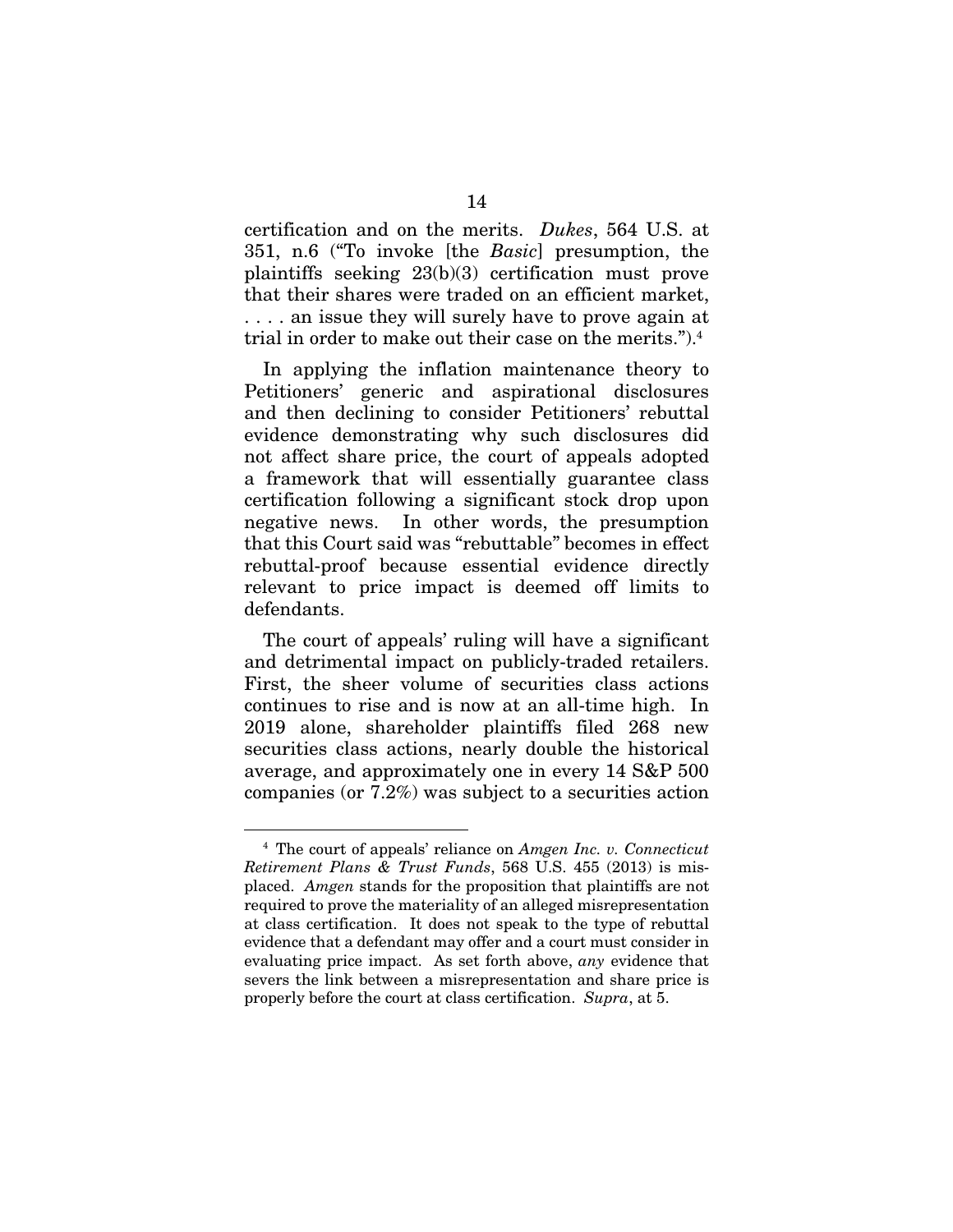certification and on the merits. *Dukes*, 564 U.S. at 351, n.6 ("To invoke [the *Basic*] presumption, the plaintiffs seeking 23(b)(3) certification must prove that their shares were traded on an efficient market, . . . . an issue they will surely have to prove again at trial in order to make out their case on the merits.").[4]

In applying the inflation maintenance theory to Petitioners' generic and aspirational disclosures and then declining to consider Petitioners' rebuttal evidence demonstrating why such disclosures did not affect share price, the court of appeals adopted a framework that will essentially guarantee class certification following a significant stock drop upon negative news. In other words, the presumption that this Court said was "rebuttable" becomes in effect rebuttal-proof because essential evidence directly relevant to price impact is deemed off limits to defendants.

The court of appeals' ruling will have a significant and detrimental impact on publicly-traded retailers. First, the sheer volume of securities class actions continues to rise and is now at an all-time high. In 2019 alone, shareholder plaintiffs filed 268 new securities class actions, nearly double the historical average, and approximately one in every 14 S&P 500 companies (or 7.2%) was subject to a securities action

---

[4] The court of appeals' reliance on *Amgen Inc. v. Connecticut Retirement Plans & Trust Funds*, 568 U.S. 455 (2013) is misplaced. *Amgen* stands for the proposition that plaintiffs are not required to prove the materiality of an alleged misrepresentation at class certification. It does not speak to the type of rebuttal evidence that a defendant may offer and a court must consider in evaluating price impact. As set forth above, *any* evidence that severs the link between a misrepresentation and share price is properly before the court at class certification. *Supra*, at 5.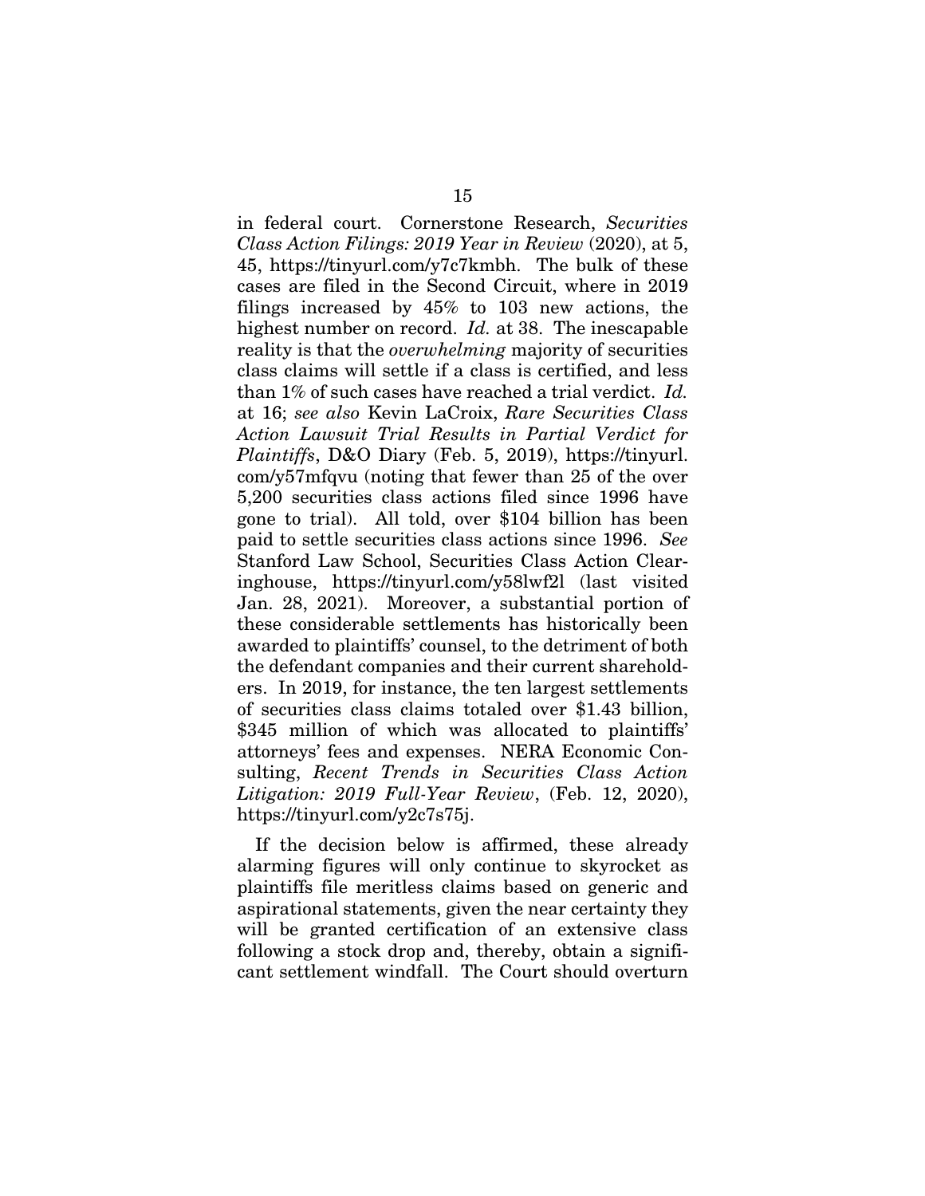in federal court. Cornerstone Research, *Securities Class Action Filings: 2019 Year in Review* (2020), at 5, 45, https://tinyurl.com/y7c7kmbh. The bulk of these cases are filed in the Second Circuit, where in 2019 filings increased by 45% to 103 new actions, the highest number on record. *Id.* at 38. The inescapable reality is that the *overwhelming* majority of securities class claims will settle if a class is certified, and less than 1% of such cases have reached a trial verdict. *Id.* at 16; *see also* Kevin LaCroix, *Rare Securities Class Action Lawsuit Trial Results in Partial Verdict for Plaintiffs*, D&O Diary (Feb. 5, 2019), https://tinyurl.com/y57mfqvu (noting that fewer than 25 of the over 5,200 securities class actions filed since 1996 have gone to trial). All told, over $104 billion has been paid to settle securities class actions since 1996. *See* Stanford Law School, Securities Class Action Clearinghouse, https://tinyurl.com/y58lwf2l (last visited Jan. 28, 2021). Moreover, a substantial portion of these considerable settlements has historically been awarded to plaintiffs' counsel, to the detriment of both the defendant companies and their current shareholders. In 2019, for instance, the ten largest settlements of securities class claims totaled over $1.43 billion, $345 million of which was allocated to plaintiffs' attorneys' fees and expenses. NERA Economic Consulting, *Recent Trends in Securities Class Action Litigation: 2019 Full-Year Review*, (Feb. 12, 2020), https://tinyurl.com/y2c7s75j.

If the decision below is affirmed, these already alarming figures will only continue to skyrocket as plaintiffs file meritless claims based on generic and aspirational statements, given the near certainty they will be granted certification of an extensive class following a stock drop and, thereby, obtain a significant settlement windfall. The Court should overturn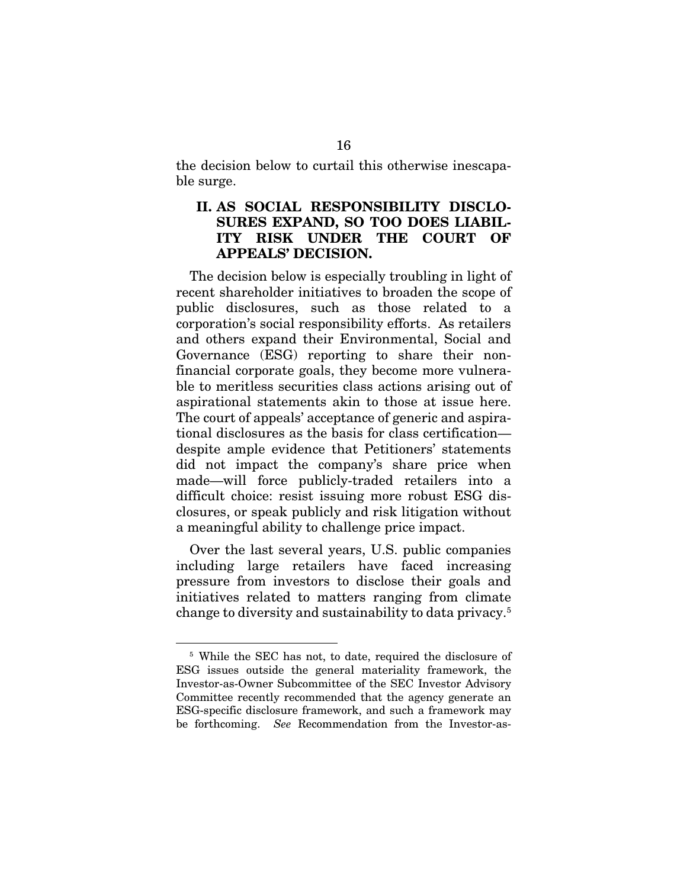the decision below to curtail this otherwise inescapable surge.

## II. AS SOCIAL RESPONSIBILITY DISCLOSURES EXPAND, SO TOO DOES LIABILITY RISK UNDER THE COURT OF APPEALS' DECISION.

The decision below is especially troubling in light of recent shareholder initiatives to broaden the scope of public disclosures, such as those related to a corporation's social responsibility efforts. As retailers and others expand their Environmental, Social and Governance (ESG) reporting to share their non-financial corporate goals, they become more vulnerable to meritless securities class actions arising out of aspirational statements akin to those at issue here. The court of appeals' acceptance of generic and aspirational disclosures as the basis for class certification—despite ample evidence that Petitioners' statements did not impact the company's share price when made—will force publicly-traded retailers into a difficult choice: resist issuing more robust ESG disclosures, or speak publicly and risk litigation without a meaningful ability to challenge price impact.

Over the last several years, U.S. public companies including large retailers have faced increasing pressure from investors to disclose their goals and initiatives related to matters ranging from climate change to diversity and sustainability to data privacy.[5]

---

[5] While the SEC has not, to date, required the disclosure of ESG issues outside the general materiality framework, the Investor-as-Owner Subcommittee of the SEC Investor Advisory Committee recently recommended that the agency generate an ESG-specific disclosure framework, and such a framework may be forthcoming. *See* Recommendation from the Investor-as-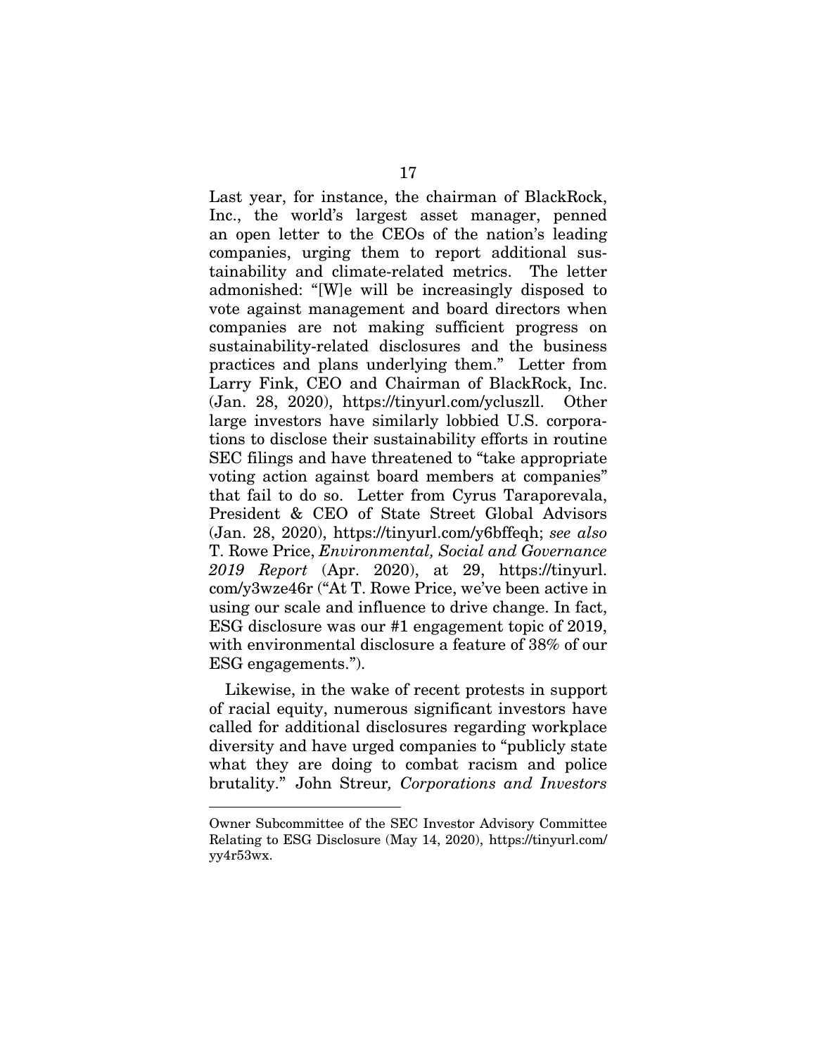Last year, for instance, the chairman of BlackRock, Inc., the world's largest asset manager, penned an open letter to the CEOs of the nation's leading companies, urging them to report additional sustainability and climate-related metrics. The letter admonished: "[W]e will be increasingly disposed to vote against management and board directors when companies are not making sufficient progress on sustainability-related disclosures and the business practices and plans underlying them." Letter from Larry Fink, CEO and Chairman of BlackRock, Inc. (Jan. 28, 2020), https://tinyurl.com/ycluszll. Other large investors have similarly lobbied U.S. corporations to disclose their sustainability efforts in routine SEC filings and have threatened to "take appropriate voting action against board members at companies" that fail to do so. Letter from Cyrus Taraporevala, President & CEO of State Street Global Advisors (Jan. 28, 2020), https://tinyurl.com/y6bffeqh; *see also* T. Rowe Price, *Environmental, Social and Governance 2019 Report* (Apr. 2020), at 29, https://tinyurl.com/y3wze46r ("At T. Rowe Price, we've been active in using our scale and influence to drive change. In fact, ESG disclosure was our #1 engagement topic of 2019, with environmental disclosure a feature of 38% of our ESG engagements.").

Likewise, in the wake of recent protests in support of racial equity, numerous significant investors have called for additional disclosures regarding workplace diversity and have urged companies to "publicly state what they are doing to combat racism and police brutality." John Streur*, Corporations and Investors*

---

Owner Subcommittee of the SEC Investor Advisory Committee Relating to ESG Disclosure (May 14, 2020), https://tinyurl.com/yy4r53wx.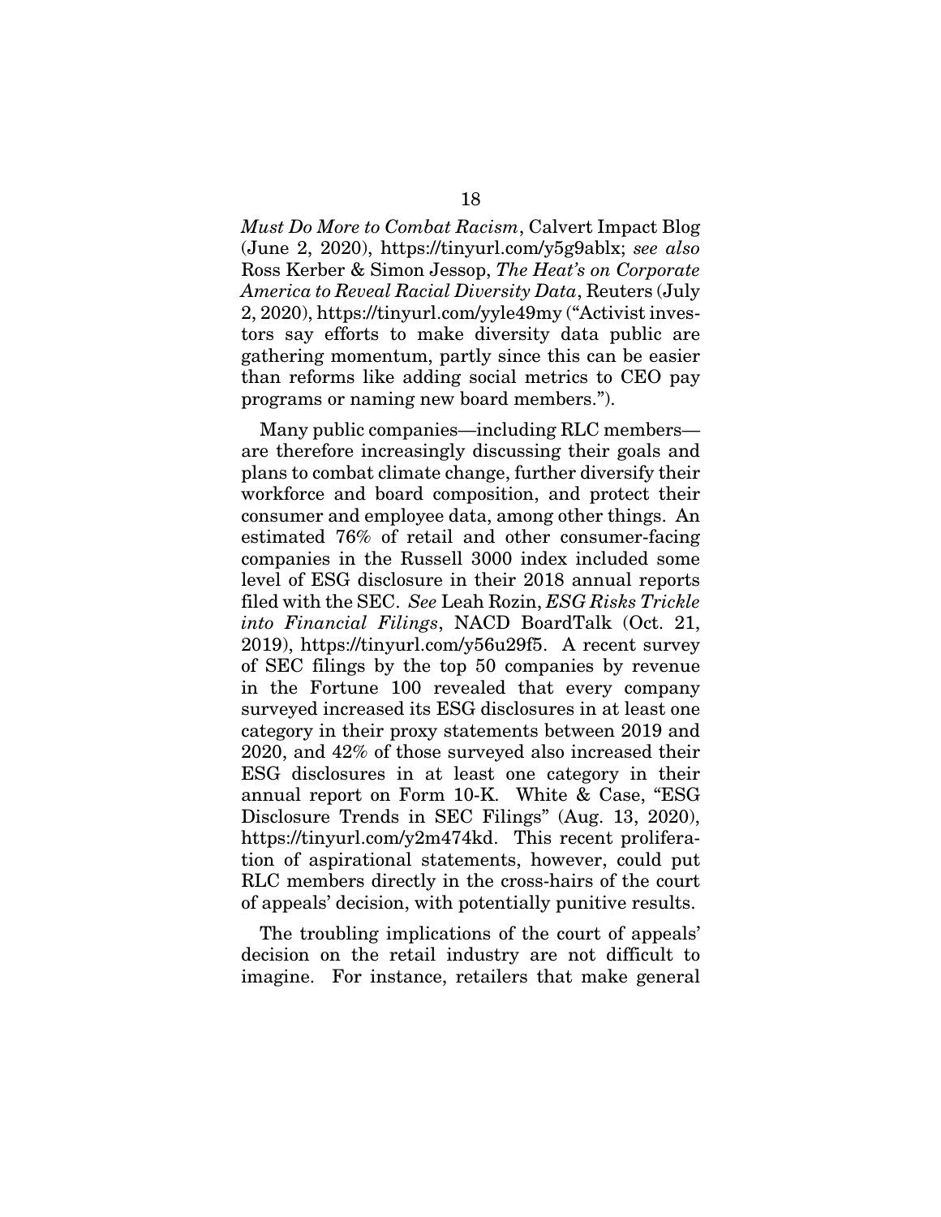*Must Do More to Combat Racism*, Calvert Impact Blog (June 2, 2020), https://tinyurl.com/y5g9ablx; *see also* Ross Kerber & Simon Jessop, *The Heat's on Corporate America to Reveal Racial Diversity Data*, Reuters (July 2, 2020), https://tinyurl.com/yyle49my ("Activist investors say efforts to make diversity data public are gathering momentum, partly since this can be easier than reforms like adding social metrics to CEO pay programs or naming new board members.").

Many public companies—including RLC members—are therefore increasingly discussing their goals and plans to combat climate change, further diversify their workforce and board composition, and protect their consumer and employee data, among other things. An estimated 76% of retail and other consumer-facing companies in the Russell 3000 index included some level of ESG disclosure in their 2018 annual reports filed with the SEC. *See* Leah Rozin, *ESG Risks Trickle into Financial Filings*, NACD BoardTalk (Oct. 21, 2019), https://tinyurl.com/y56u29f5. A recent survey of SEC filings by the top 50 companies by revenue in the Fortune 100 revealed that every company surveyed increased its ESG disclosures in at least one category in their proxy statements between 2019 and 2020, and 42% of those surveyed also increased their ESG disclosures in at least one category in their annual report on Form 10-K. White & Case, "ESG Disclosure Trends in SEC Filings" (Aug. 13, 2020), https://tinyurl.com/y2m474kd. This recent proliferation of aspirational statements, however, could put RLC members directly in the cross-hairs of the court of appeals' decision, with potentially punitive results.

The troubling implications of the court of appeals' decision on the retail industry are not difficult to imagine. For instance, retailers that make general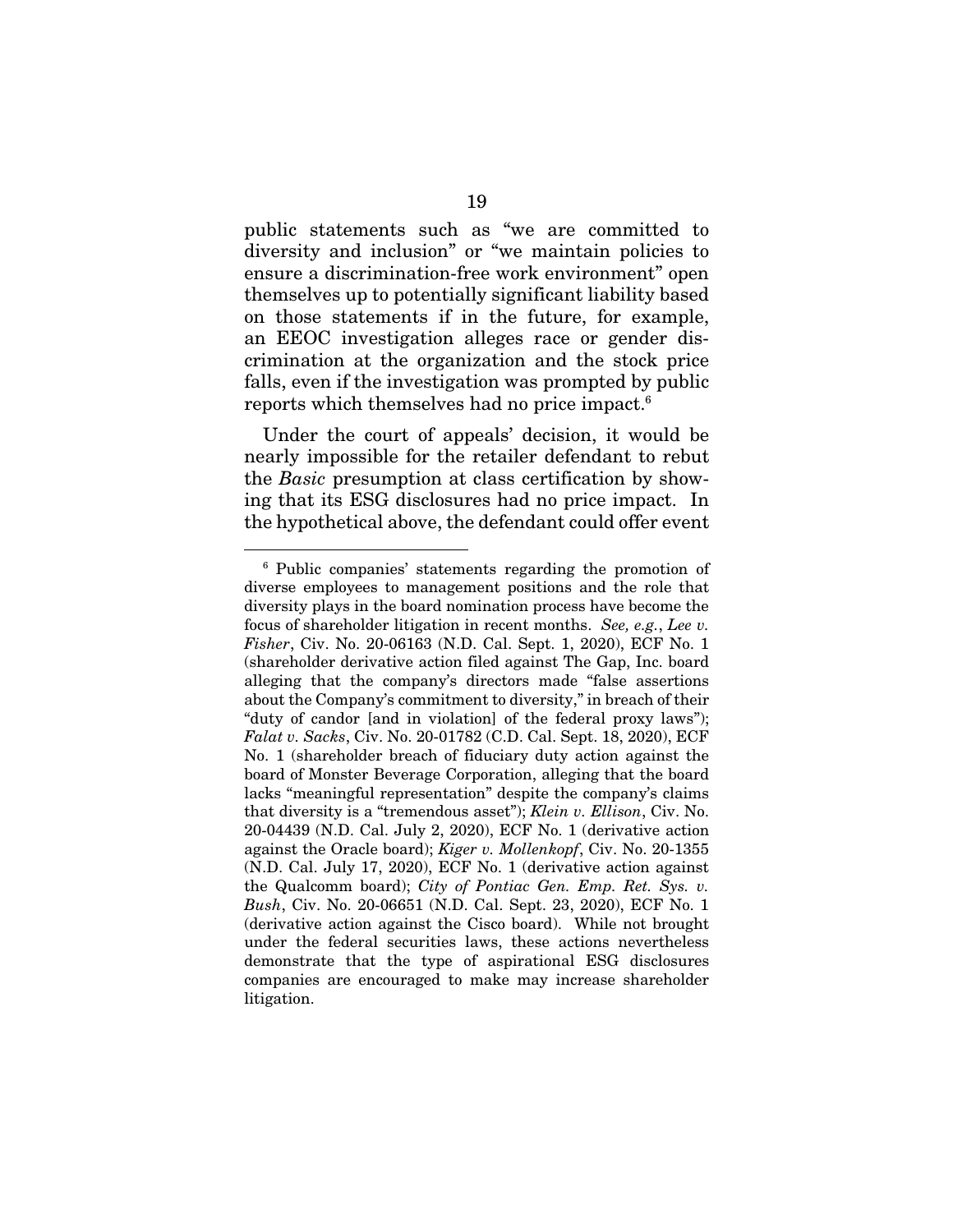public statements such as "we are committed to diversity and inclusion" or "we maintain policies to ensure a discrimination-free work environment" open themselves up to potentially significant liability based on those statements if in the future, for example, an EEOC investigation alleges race or gender discrimination at the organization and the stock price falls, even if the investigation was prompted by public reports which themselves had no price impact.[6]

Under the court of appeals' decision, it would be nearly impossible for the retailer defendant to rebut the *Basic* presumption at class certification by showing that its ESG disclosures had no price impact. In the hypothetical above, the defendant could offer event

---

[6] Public companies' statements regarding the promotion of diverse employees to management positions and the role that diversity plays in the board nomination process have become the focus of shareholder litigation in recent months. *See, e.g.*, *Lee v. Fisher*, Civ. No. 20-06163 (N.D. Cal. Sept. 1, 2020), ECF No. 1 (shareholder derivative action filed against The Gap, Inc. board alleging that the company's directors made "false assertions about the Company's commitment to diversity," in breach of their "duty of candor [and in violation] of the federal proxy laws"); *Falat v. Sacks*, Civ. No. 20-01782 (C.D. Cal. Sept. 18, 2020), ECF No. 1 (shareholder breach of fiduciary duty action against the board of Monster Beverage Corporation, alleging that the board lacks "meaningful representation" despite the company's claims that diversity is a "tremendous asset"); *Klein v. Ellison*, Civ. No. 20-04439 (N.D. Cal. July 2, 2020), ECF No. 1 (derivative action against the Oracle board); *Kiger v. Mollenkopf*, Civ. No. 20-1355 (N.D. Cal. July 17, 2020), ECF No. 1 (derivative action against the Qualcomm board); *City of Pontiac Gen. Emp. Ret. Sys. v. Bush*, Civ. No. 20-06651 (N.D. Cal. Sept. 23, 2020), ECF No. 1 (derivative action against the Cisco board). While not brought under the federal securities laws, these actions nevertheless demonstrate that the type of aspirational ESG disclosures companies are encouraged to make may increase shareholder litigation.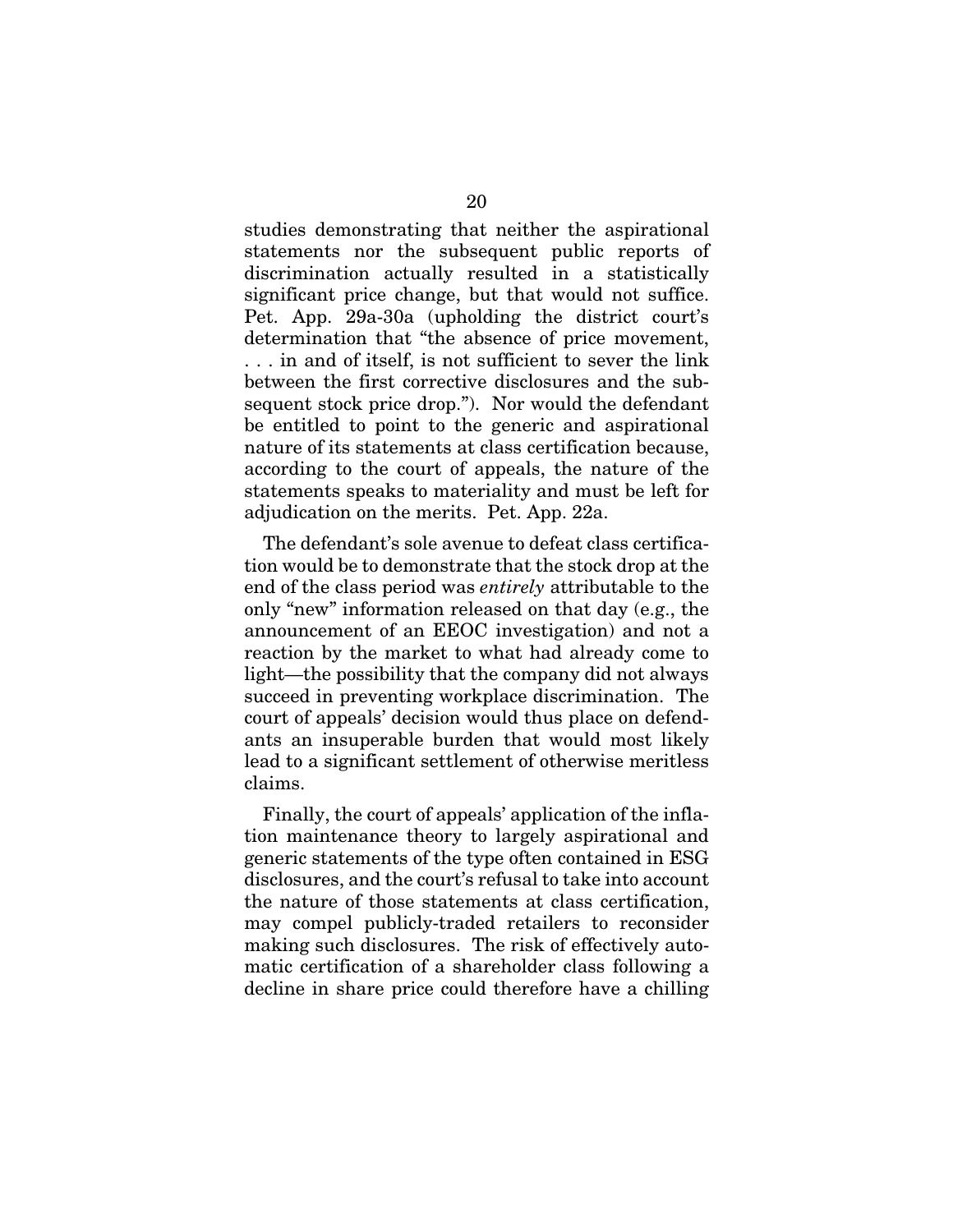studies demonstrating that neither the aspirational statements nor the subsequent public reports of discrimination actually resulted in a statistically significant price change, but that would not suffice. Pet. App. 29a-30a (upholding the district court's determination that "the absence of price movement, . . . in and of itself, is not sufficient to sever the link between the first corrective disclosures and the subsequent stock price drop."). Nor would the defendant be entitled to point to the generic and aspirational nature of its statements at class certification because, according to the court of appeals, the nature of the statements speaks to materiality and must be left for adjudication on the merits. Pet. App. 22a.

The defendant's sole avenue to defeat class certification would be to demonstrate that the stock drop at the end of the class period was *entirely* attributable to the only "new" information released on that day (e.g., the announcement of an EEOC investigation) and not a reaction by the market to what had already come to light—the possibility that the company did not always succeed in preventing workplace discrimination. The court of appeals' decision would thus place on defendants an insuperable burden that would most likely lead to a significant settlement of otherwise meritless claims.

Finally, the court of appeals' application of the inflation maintenance theory to largely aspirational and generic statements of the type often contained in ESG disclosures, and the court's refusal to take into account the nature of those statements at class certification, may compel publicly-traded retailers to reconsider making such disclosures. The risk of effectively automatic certification of a shareholder class following a decline in share price could therefore have a chilling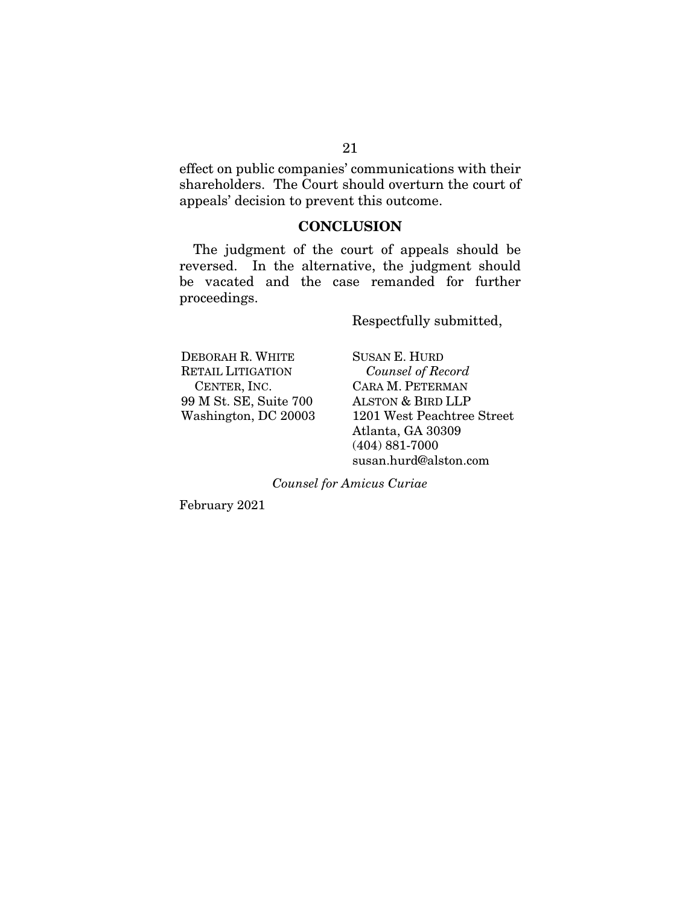effect on public companies' communications with their shareholders. The Court should overturn the court of appeals' decision to prevent this outcome.

## CONCLUSION

The judgment of the court of appeals should be reversed. In the alternative, the judgment should be vacated and the case remanded for further proceedings.

Respectfully submitted,

DEBORAH R. WHITE
RETAIL LITIGATION CENTER, INC.
99 M St. SE, Suite 700
Washington, DC 20003

SUSAN E. HURD
*Counsel of Record*
CARA M. PETERMAN
ALSTON & BIRD LLP
1201 West Peachtree Street
Atlanta, GA 30309
(404) 881-7000
susan.hurd@alston.com

*Counsel for Amicus Curiae*

February 2021